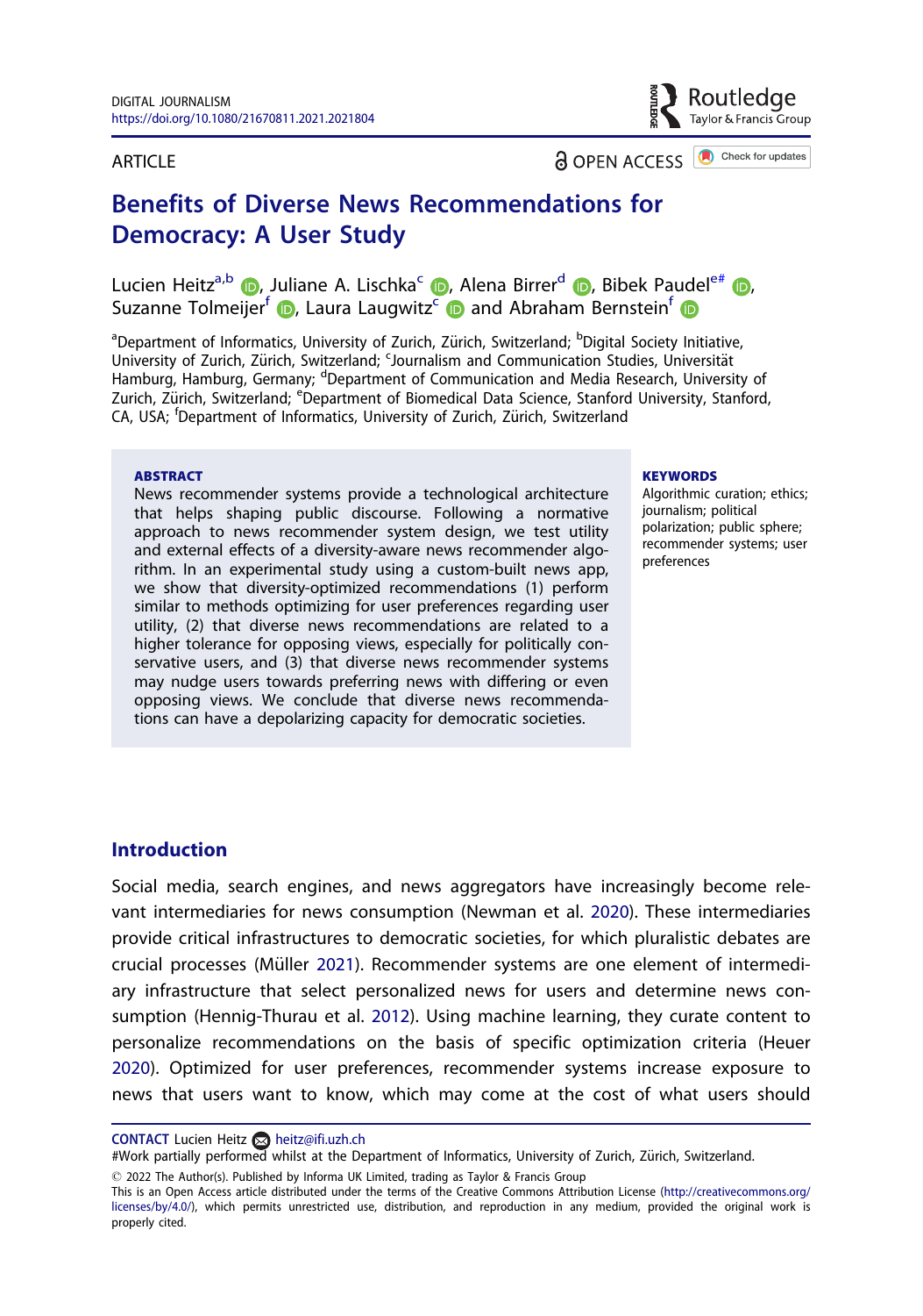DIGITAL JOURNALISM
https://doi.org/10.1080/21670811.2021.2021804

ARTICLE

OPEN ACCESS

# Benefits of Diverse News Recommendations for Democracy: A User Study

Lucien Heitz[a,b], Juliane A. Lischka[c], Alena Birrer[d], Bibek Paudel[e#], Suzanne Tolmeijer[f], Laura Laugwitz[c] and Abraham Bernstein[f]

[a]Department of Informatics, University of Zurich, Zürich, Switzerland; [b]Digital Society Initiative, University of Zurich, Zürich, Switzerland; [c]Journalism and Communication Studies, Universität Hamburg, Hamburg, Germany; [d]Department of Communication and Media Research, University of Zurich, Zürich, Switzerland; [e]Department of Biomedical Data Science, Stanford University, Stanford, CA, USA; [f]Department of Informatics, University of Zurich, Zürich, Switzerland

**ABSTRACT**

News recommender systems provide a technological architecture that helps shaping public discourse. Following a normative approach to news recommender system design, we test utility and external effects of a diversity-aware news recommender algorithm. In an experimental study using a custom-built news app, we show that diversity-optimized recommendations (1) perform similar to methods optimizing for user preferences regarding user utility, (2) that diverse news recommendations are related to a higher tolerance for opposing views, especially for politically conservative users, and (3) that diverse news recommender systems may nudge users towards preferring news with differing or even opposing views. We conclude that diverse news recommendations can have a depolarizing capacity for democratic societies.

**KEYWORDS**

Algorithmic curation; ethics; journalism; political polarization; public sphere; recommender systems; user preferences

## Introduction

Social media, search engines, and news aggregators have increasingly become relevant intermediaries for news consumption (Newman et al. 2020). These intermediaries provide critical infrastructures to democratic societies, for which pluralistic debates are crucial processes (Müller 2021). Recommender systems are one element of intermediary infrastructure that select personalized news for users and determine news consumption (Hennig-Thurau et al. 2012). Using machine learning, they curate content to personalize recommendations on the basis of specific optimization criteria (Heuer 2020). Optimized for user preferences, recommender systems increase exposure to news that users want to know, which may come at the cost of what users should

**CONTACT** Lucien Heitz heitz@ifi.uzh.ch

#Work partially performed whilst at the Department of Informatics, University of Zurich, Zürich, Switzerland.

© 2022 The Author(s). Published by Informa UK Limited, trading as Taylor & Francis Group

This is an Open Access article distributed under the terms of the Creative Commons Attribution License (http://creativecommons.org/licenses/by/4.0/), which permits unrestricted use, distribution, and reproduction in any medium, provided the original work is properly cited.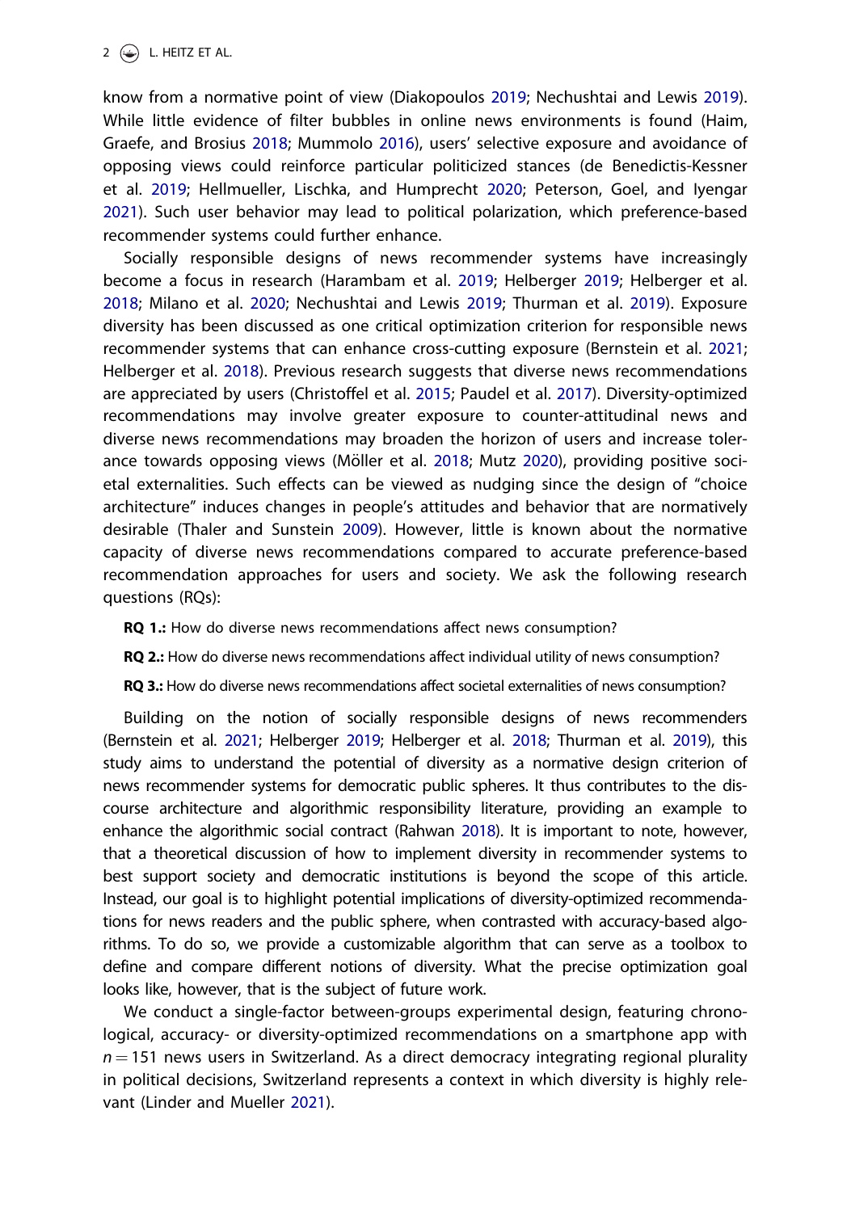know from a normative point of view (Diakopoulos 2019; Nechushtai and Lewis 2019). While little evidence of filter bubbles in online news environments is found (Haim, Graefe, and Brosius 2018; Mummolo 2016), users' selective exposure and avoidance of opposing views could reinforce particular politicized stances (de Benedictis-Kessner et al. 2019; Hellmueller, Lischka, and Humprecht 2020; Peterson, Goel, and Iyengar 2021). Such user behavior may lead to political polarization, which preference-based recommender systems could further enhance.

Socially responsible designs of news recommender systems have increasingly become a focus in research (Harambam et al. 2019; Helberger 2019; Helberger et al. 2018; Milano et al. 2020; Nechushtai and Lewis 2019; Thurman et al. 2019). Exposure diversity has been discussed as one critical optimization criterion for responsible news recommender systems that can enhance cross-cutting exposure (Bernstein et al. 2021; Helberger et al. 2018). Previous research suggests that diverse news recommendations are appreciated by users (Christoffel et al. 2015; Paudel et al. 2017). Diversity-optimized recommendations may involve greater exposure to counter-attitudinal news and diverse news recommendations may broaden the horizon of users and increase tolerance towards opposing views (Möller et al. 2018; Mutz 2020), providing positive societal externalities. Such effects can be viewed as nudging since the design of "choice architecture" induces changes in people's attitudes and behavior that are normatively desirable (Thaler and Sunstein 2009). However, little is known about the normative capacity of diverse news recommendations compared to accurate preference-based recommendation approaches for users and society. We ask the following research questions (RQs):

**RQ 1.:** How do diverse news recommendations affect news consumption?

**RQ 2.:** How do diverse news recommendations affect individual utility of news consumption?

**RQ 3.:** How do diverse news recommendations affect societal externalities of news consumption?

Building on the notion of socially responsible designs of news recommenders (Bernstein et al. 2021; Helberger 2019; Helberger et al. 2018; Thurman et al. 2019), this study aims to understand the potential of diversity as a normative design criterion of news recommender systems for democratic public spheres. It thus contributes to the discourse architecture and algorithmic responsibility literature, providing an example to enhance the algorithmic social contract (Rahwan 2018). It is important to note, however, that a theoretical discussion of how to implement diversity in recommender systems to best support society and democratic institutions is beyond the scope of this article. Instead, our goal is to highlight potential implications of diversity-optimized recommendations for news readers and the public sphere, when contrasted with accuracy-based algorithms. To do so, we provide a customizable algorithm that can serve as a toolbox to define and compare different notions of diversity. What the precise optimization goal looks like, however, that is the subject of future work.

We conduct a single-factor between-groups experimental design, featuring chronological, accuracy- or diversity-optimized recommendations on a smartphone app with $n = 151$ news users in Switzerland. As a direct democracy integrating regional plurality in political decisions, Switzerland represents a context in which diversity is highly relevant (Linder and Mueller 2021).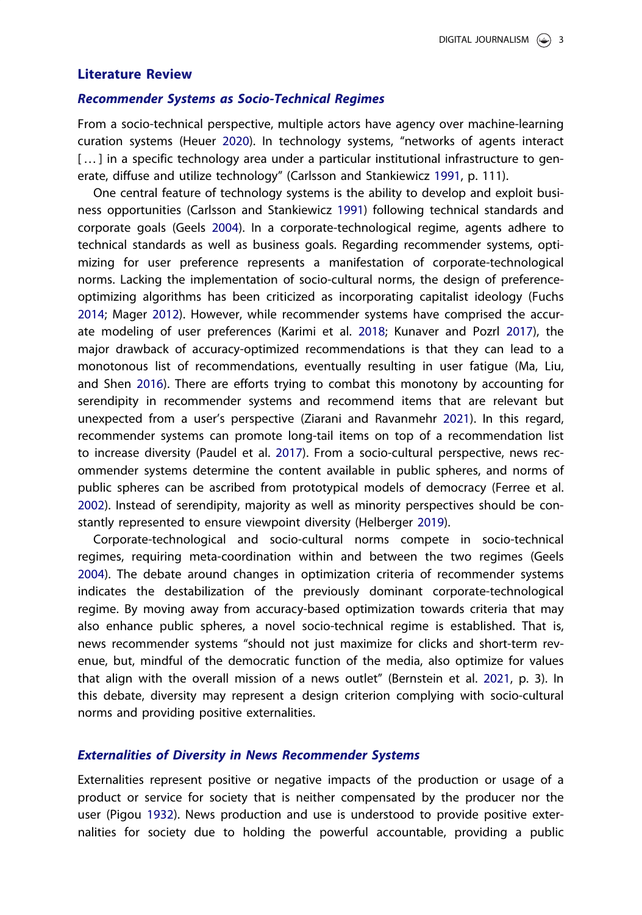## Literature Review

### *Recommender Systems as Socio-Technical Regimes*

From a socio-technical perspective, multiple actors have agency over machine-learning curation systems (Heuer 2020). In technology systems, "networks of agents interact [ … ] in a specific technology area under a particular institutional infrastructure to generate, diffuse and utilize technology" (Carlsson and Stankiewicz 1991, p. 111).

One central feature of technology systems is the ability to develop and exploit business opportunities (Carlsson and Stankiewicz 1991) following technical standards and corporate goals (Geels 2004). In a corporate-technological regime, agents adhere to technical standards as well as business goals. Regarding recommender systems, optimizing for user preference represents a manifestation of corporate-technological norms. Lacking the implementation of socio-cultural norms, the design of preference-optimizing algorithms has been criticized as incorporating capitalist ideology (Fuchs 2014; Mager 2012). However, while recommender systems have comprised the accurate modeling of user preferences (Karimi et al. 2018; Kunaver and Pozrl 2017), the major drawback of accuracy-optimized recommendations is that they can lead to a monotonous list of recommendations, eventually resulting in user fatigue (Ma, Liu, and Shen 2016). There are efforts trying to combat this monotony by accounting for serendipity in recommender systems and recommend items that are relevant but unexpected from a user's perspective (Ziarani and Ravanmehr 2021). In this regard, recommender systems can promote long-tail items on top of a recommendation list to increase diversity (Paudel et al. 2017). From a socio-cultural perspective, news recommender systems determine the content available in public spheres, and norms of public spheres can be ascribed from prototypical models of democracy (Ferree et al. 2002). Instead of serendipity, majority as well as minority perspectives should be constantly represented to ensure viewpoint diversity (Helberger 2019).

Corporate-technological and socio-cultural norms compete in socio-technical regimes, requiring meta-coordination within and between the two regimes (Geels 2004). The debate around changes in optimization criteria of recommender systems indicates the destabilization of the previously dominant corporate-technological regime. By moving away from accuracy-based optimization towards criteria that may also enhance public spheres, a novel socio-technical regime is established. That is, news recommender systems "should not just maximize for clicks and short-term revenue, but, mindful of the democratic function of the media, also optimize for values that align with the overall mission of a news outlet" (Bernstein et al. 2021, p. 3). In this debate, diversity may represent a design criterion complying with socio-cultural norms and providing positive externalities.

### *Externalities of Diversity in News Recommender Systems*

Externalities represent positive or negative impacts of the production or usage of a product or service for society that is neither compensated by the producer nor the user (Pigou 1932). News production and use is understood to provide positive externalities for society due to holding the powerful accountable, providing a public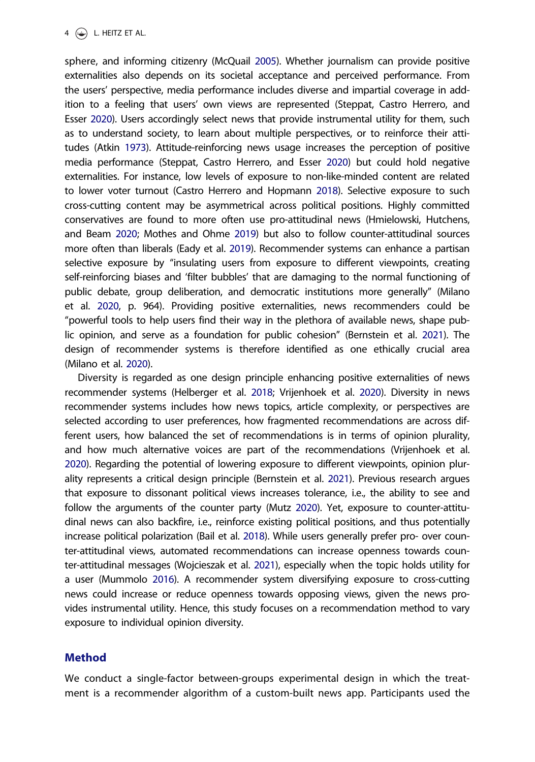sphere, and informing citizenry (McQuail 2005). Whether journalism can provide positive externalities also depends on its societal acceptance and perceived performance. From the users' perspective, media performance includes diverse and impartial coverage in addition to a feeling that users' own views are represented (Steppat, Castro Herrero, and Esser 2020). Users accordingly select news that provide instrumental utility for them, such as to understand society, to learn about multiple perspectives, or to reinforce their attitudes (Atkin 1973). Attitude-reinforcing news usage increases the perception of positive media performance (Steppat, Castro Herrero, and Esser 2020) but could hold negative externalities. For instance, low levels of exposure to non-like-minded content are related to lower voter turnout (Castro Herrero and Hopmann 2018). Selective exposure to such cross-cutting content may be asymmetrical across political positions. Highly committed conservatives are found to more often use pro-attitudinal news (Hmielowski, Hutchens, and Beam 2020; Mothes and Ohme 2019) but also to follow counter-attitudinal sources more often than liberals (Eady et al. 2019). Recommender systems can enhance a partisan selective exposure by "insulating users from exposure to different viewpoints, creating self-reinforcing biases and 'filter bubbles' that are damaging to the normal functioning of public debate, group deliberation, and democratic institutions more generally" (Milano et al. 2020, p. 964). Providing positive externalities, news recommenders could be "powerful tools to help users find their way in the plethora of available news, shape public opinion, and serve as a foundation for public cohesion" (Bernstein et al. 2021). The design of recommender systems is therefore identified as one ethically crucial area (Milano et al. 2020).

Diversity is regarded as one design principle enhancing positive externalities of news recommender systems (Helberger et al. 2018; Vrijenhoek et al. 2020). Diversity in news recommender systems includes how news topics, article complexity, or perspectives are selected according to user preferences, how fragmented recommendations are across different users, how balanced the set of recommendations is in terms of opinion plurality, and how much alternative voices are part of the recommendations (Vrijenhoek et al. 2020). Regarding the potential of lowering exposure to different viewpoints, opinion plurality represents a critical design principle (Bernstein et al. 2021). Previous research argues that exposure to dissonant political views increases tolerance, i.e., the ability to see and follow the arguments of the counter party (Mutz 2020). Yet, exposure to counter-attitudinal news can also backfire, i.e., reinforce existing political positions, and thus potentially increase political polarization (Bail et al. 2018). While users generally prefer pro- over counter-attitudinal views, automated recommendations can increase openness towards counter-attitudinal messages (Wojcieszak et al. 2021), especially when the topic holds utility for a user (Mummolo 2016). A recommender system diversifying exposure to cross-cutting news could increase or reduce openness towards opposing views, given the news provides instrumental utility. Hence, this study focuses on a recommendation method to vary exposure to individual opinion diversity.

## Method

We conduct a single-factor between-groups experimental design in which the treatment is a recommender algorithm of a custom-built news app. Participants used the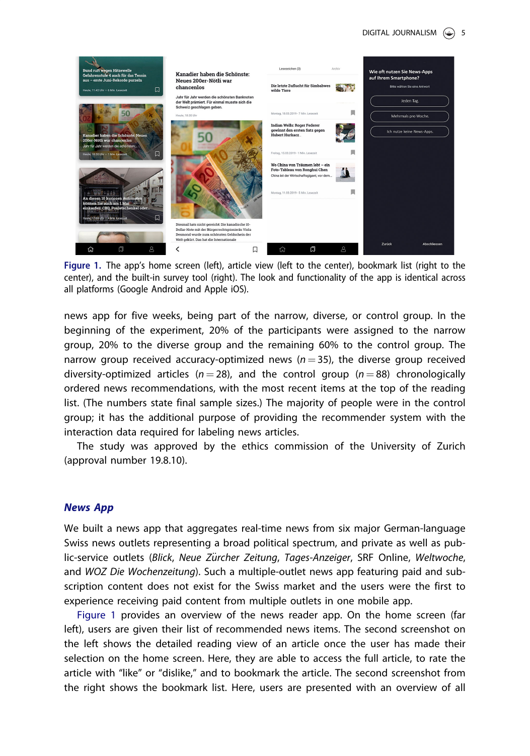Figure 1. The app's home screen (left), article view (left to the center), bookmark list (right to the center), and the built-in survey tool (right). The look and functionality of the app is identical across all platforms (Google Android and Apple iOS).

news app for five weeks, being part of the narrow, diverse, or control group. In the beginning of the experiment, 20% of the participants were assigned to the narrow group, 20% to the diverse group and the remaining 60% to the control group. The narrow group received accuracy-optimized news ($n = 35$), the diverse group received diversity-optimized articles ($n = 28$), and the control group ($n = 88$) chronologically ordered news recommendations, with the most recent items at the top of the reading list. (The numbers state final sample sizes.) The majority of people were in the control group; it has the additional purpose of providing the recommender system with the interaction data required for labeling news articles.

The study was approved by the ethics commission of the University of Zurich (approval number 19.8.10).

## News App

We built a news app that aggregates real-time news from six major German-language Swiss news outlets representing a broad political spectrum, and private as well as public-service outlets (*Blick*, *Neue Zürcher Zeitung*, *Tages-Anzeiger*, SRF Online, *Weltwoche*, and *WOZ Die Wochenzeitung*). Such a multiple-outlet news app featuring paid and subscription content does not exist for the Swiss market and the users were the first to experience receiving paid content from multiple outlets in one mobile app.

Figure 1 provides an overview of the news reader app. On the home screen (far left), users are given their list of recommended news items. The second screenshot on the left shows the detailed reading view of an article once the user has made their selection on the home screen. Here, they are able to access the full article, to rate the article with "like" or "dislike," and to bookmark the article. The second screenshot from the right shows the bookmark list. Here, users are presented with an overview of all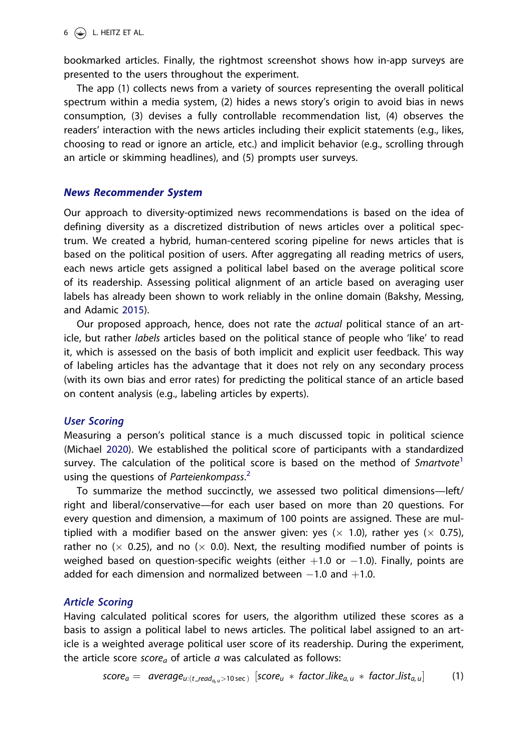bookmarked articles. Finally, the rightmost screenshot shows how in-app surveys are presented to the users throughout the experiment.

The app (1) collects news from a variety of sources representing the overall political spectrum within a media system, (2) hides a news story's origin to avoid bias in news consumption, (3) devises a fully controllable recommendation list, (4) observes the readers' interaction with the news articles including their explicit statements (e.g., likes, choosing to read or ignore an article, etc.) and implicit behavior (e.g., scrolling through an article or skimming headlines), and (5) prompts user surveys.

## News Recommender System

Our approach to diversity-optimized news recommendations is based on the idea of defining diversity as a discretized distribution of news articles over a political spectrum. We created a hybrid, human-centered scoring pipeline for news articles that is based on the political position of users. After aggregating all reading metrics of users, each news article gets assigned a political label based on the average political score of its readership. Assessing political alignment of an article based on averaging user labels has already been shown to work reliably in the online domain (Bakshy, Messing, and Adamic 2015).

Our proposed approach, hence, does not rate the *actual* political stance of an article, but rather *labels* articles based on the political stance of people who 'like' to read it, which is assessed on the basis of both implicit and explicit user feedback. This way of labeling articles has the advantage that it does not rely on any secondary process (with its own bias and error rates) for predicting the political stance of an article based on content analysis (e.g., labeling articles by experts).

### User Scoring

Measuring a person's political stance is a much discussed topic in political science (Michael 2020). We established the political score of participants with a standardized survey. The calculation of the political score is based on the method of *Smartvote*[1] using the questions of *Parteienkompass*.[2]

To summarize the method succinctly, we assessed two political dimensions—left/right and liberal/conservative—for each user based on more than 20 questions. For every question and dimension, a maximum of 100 points are assigned. These are multiplied with a modifier based on the answer given: yes ($\times$ 1.0), rather yes ($\times$ 0.75), rather no ($\times$ 0.25), and no ($\times$ 0.0). Next, the resulting modified number of points is weighed based on question-specific weights (either $+1.0$ or $-1.0$). Finally, points are added for each dimension and normalized between $-1.0$ and $+1.0$.

### Article Scoring

Having calculated political scores for users, the algorithm utilized these scores as a basis to assign a political label to news articles. The political label assigned to an article is a weighted average political user score of its readership. During the experiment, the article score $score_a$ of article $a$ was calculated as follows:

$$score_a = \ average_{u:(t\_read_{a,u} > 10\,\text{sec})}\ [score_u \ * \ factor\_like_{a,u} \ * \ factor\_list_{a,u}] \qquad (1)$$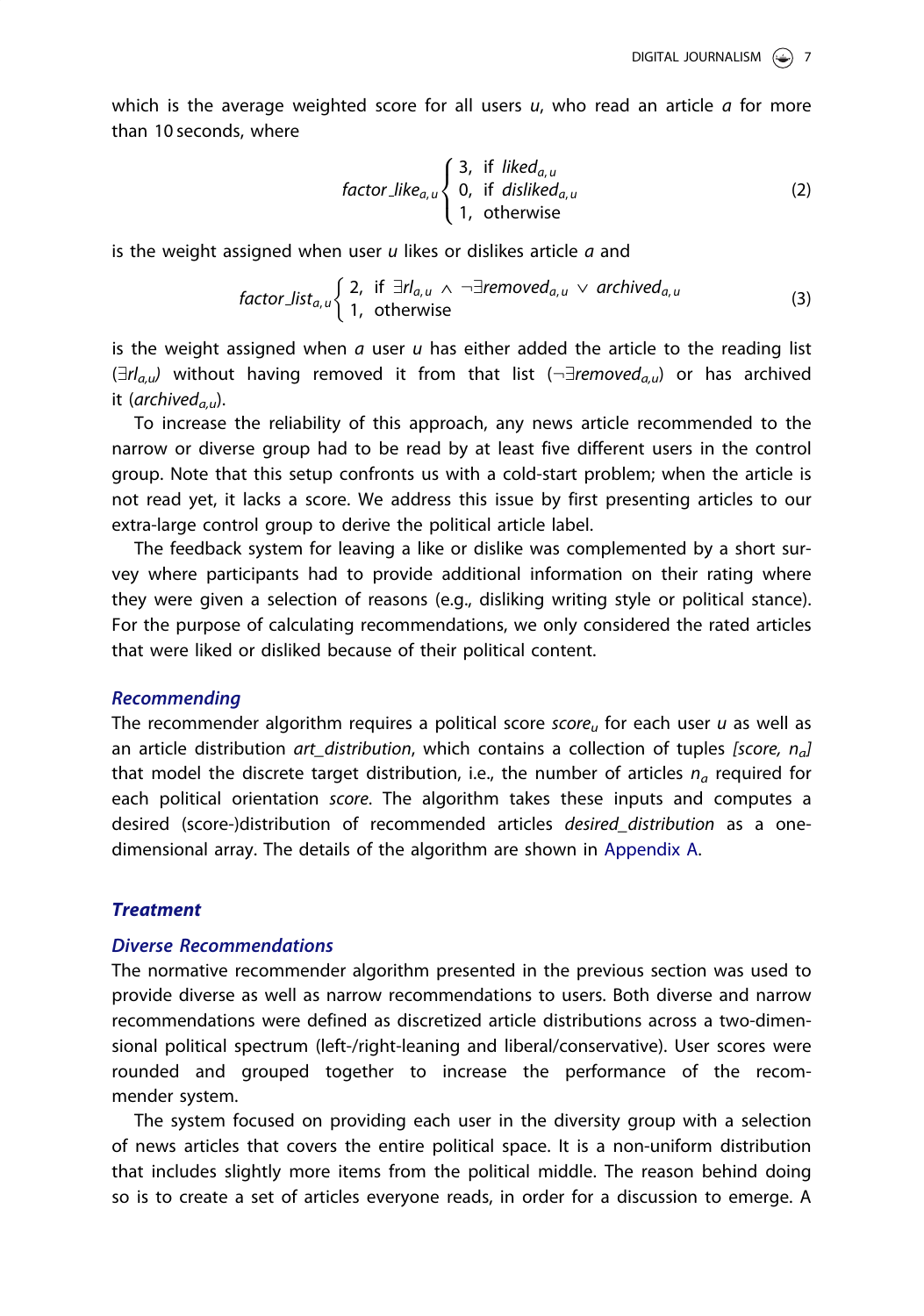which is the average weighted score for all users $u$, who read an article $a$ for more than 10 seconds, where

$$factor\_like_{a,u} \begin{cases} 3, & \text{if } liked_{a,u} \\ 0, & \text{if } disliked_{a,u} \\ 1, & \text{otherwise} \end{cases} \tag{2}$$

is the weight assigned when user $u$ likes or dislikes article $a$ and

$$factor\_list_{a,u} \begin{cases} 2, & \text{if } \exists rl_{a,u} \wedge \neg\exists removed_{a,u} \vee archived_{a,u} \\ 1, & \text{otherwise} \end{cases} \tag{3}$$

is the weight assigned when a user $u$ has either added the article to the reading list ($\exists rl_{a,u}$) without having removed it from that list ($\neg\exists removed_{a,u}$) or has archived it ($archived_{a,u}$).

To increase the reliability of this approach, any news article recommended to the narrow or diverse group had to be read by at least five different users in the control group. Note that this setup confronts us with a cold-start problem; when the article is not read yet, it lacks a score. We address this issue by first presenting articles to our extra-large control group to derive the political article label.

The feedback system for leaving a like or dislike was complemented by a short survey where participants had to provide additional information on their rating where they were given a selection of reasons (e.g., disliking writing style or political stance). For the purpose of calculating recommendations, we only considered the rated articles that were liked or disliked because of their political content.

### *Recommending*

The recommender algorithm requires a political score $score_u$ for each user $u$ as well as an article distribution *art_distribution*, which contains a collection of tuples *[score, $n_a$]* that model the discrete target distribution, i.e., the number of articles $n_a$ required for each political orientation *score*. The algorithm takes these inputs and computes a desired (score-)distribution of recommended articles *desired_distribution* as a one-dimensional array. The details of the algorithm are shown in Appendix A.

### *Treatment*

### *Diverse Recommendations*

The normative recommender algorithm presented in the previous section was used to provide diverse as well as narrow recommendations to users. Both diverse and narrow recommendations were defined as discretized article distributions across a two-dimensional political spectrum (left-/right-leaning and liberal/conservative). User scores were rounded and grouped together to increase the performance of the recommender system.

The system focused on providing each user in the diversity group with a selection of news articles that covers the entire political space. It is a non-uniform distribution that includes slightly more items from the political middle. The reason behind doing so is to create a set of articles everyone reads, in order for a discussion to emerge. A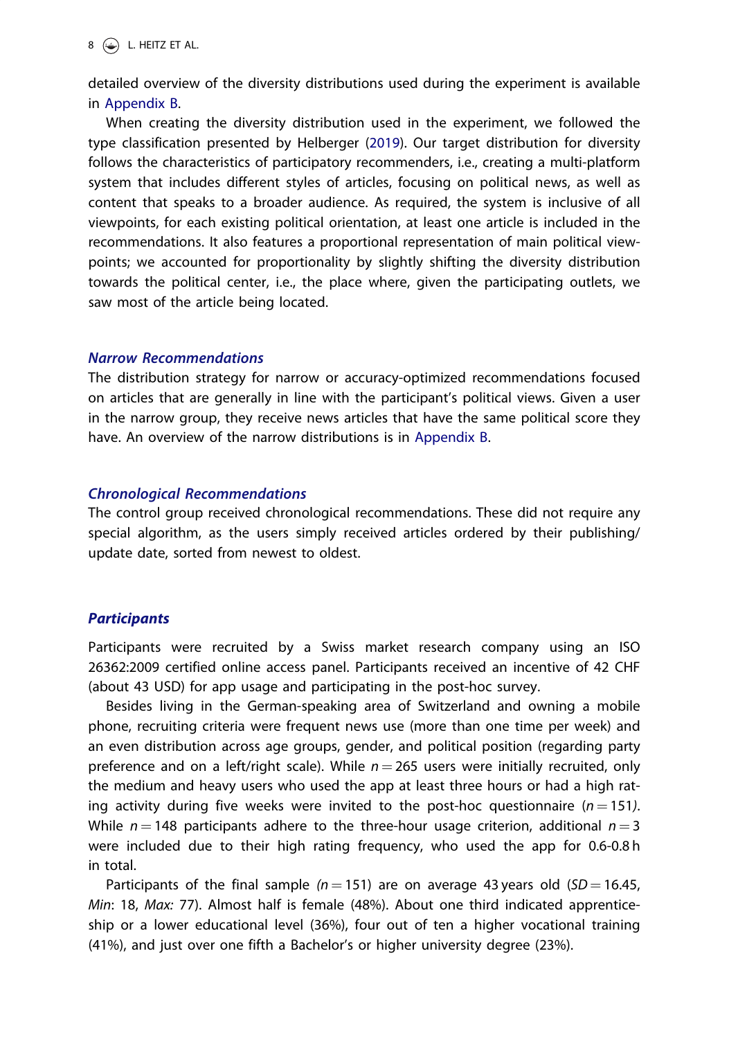detailed overview of the diversity distributions used during the experiment is available in Appendix B.

When creating the diversity distribution used in the experiment, we followed the type classification presented by Helberger (2019). Our target distribution for diversity follows the characteristics of participatory recommenders, i.e., creating a multi-platform system that includes different styles of articles, focusing on political news, as well as content that speaks to a broader audience. As required, the system is inclusive of all viewpoints, for each existing political orientation, at least one article is included in the recommendations. It also features a proportional representation of main political viewpoints; we accounted for proportionality by slightly shifting the diversity distribution towards the political center, i.e., the place where, given the participating outlets, we saw most of the article being located.

### *Narrow Recommendations*

The distribution strategy for narrow or accuracy-optimized recommendations focused on articles that are generally in line with the participant's political views. Given a user in the narrow group, they receive news articles that have the same political score they have. An overview of the narrow distributions is in Appendix B.

### *Chronological Recommendations*

The control group received chronological recommendations. These did not require any special algorithm, as the users simply received articles ordered by their publishing/update date, sorted from newest to oldest.

## *Participants*

Participants were recruited by a Swiss market research company using an ISO 26362:2009 certified online access panel. Participants received an incentive of 42 CHF (about 43 USD) for app usage and participating in the post-hoc survey.

Besides living in the German-speaking area of Switzerland and owning a mobile phone, recruiting criteria were frequent news use (more than one time per week) and an even distribution across age groups, gender, and political position (regarding party preference and on a left/right scale). While $n = 265$ users were initially recruited, only the medium and heavy users who used the app at least three hours or had a high rating activity during five weeks were invited to the post-hoc questionnaire ($n = 151$). While $n = 148$ participants adhere to the three-hour usage criterion, additional $n = 3$ were included due to their high rating frequency, who used the app for 0.6-0.8 h in total.

Participants of the final sample ($n = 151$) are on average 43 years old ($SD = 16.45$, *Min*: 18, *Max:* 77). Almost half is female (48%). About one third indicated apprenticeship or a lower educational level (36%), four out of ten a higher vocational training (41%), and just over one fifth a Bachelor's or higher university degree (23%).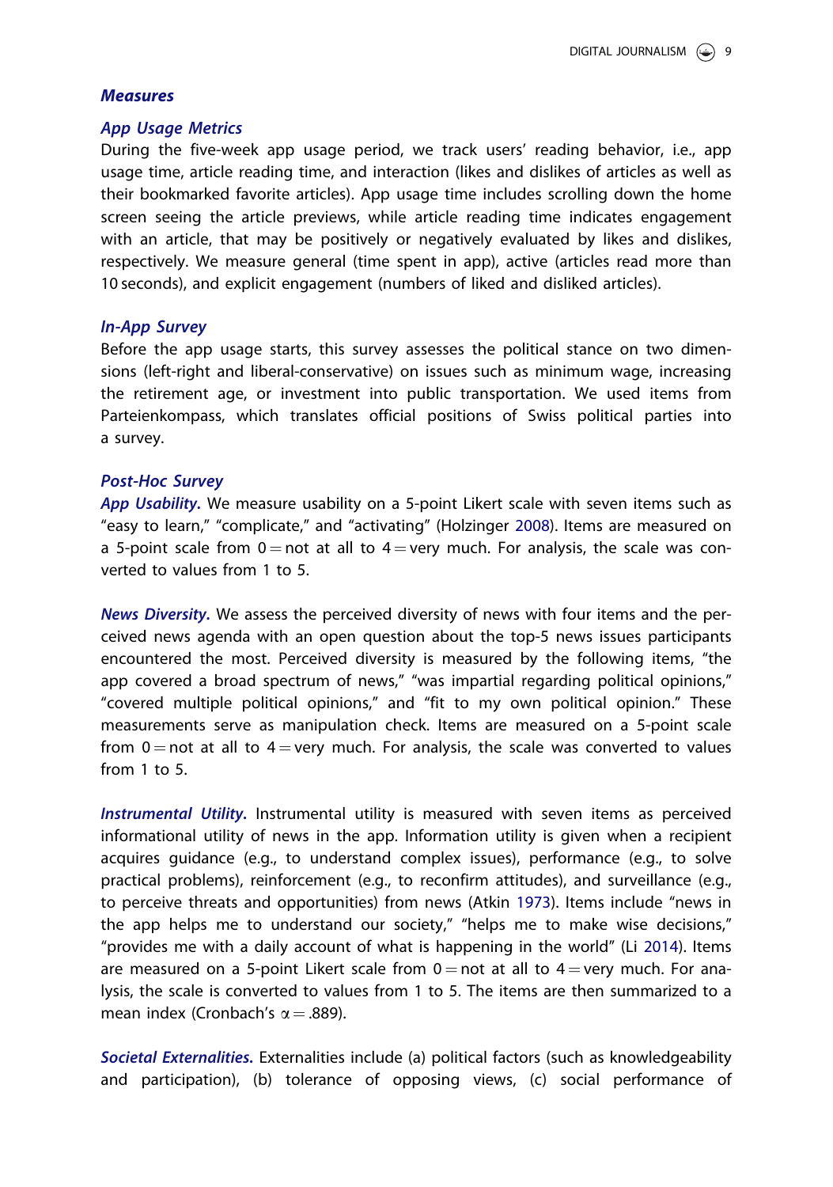## Measures

### App Usage Metrics

During the five-week app usage period, we track users' reading behavior, i.e., app usage time, article reading time, and interaction (likes and dislikes of articles as well as their bookmarked favorite articles). App usage time includes scrolling down the home screen seeing the article previews, while article reading time indicates engagement with an article, that may be positively or negatively evaluated by likes and dislikes, respectively. We measure general (time spent in app), active (articles read more than 10 seconds), and explicit engagement (numbers of liked and disliked articles).

### In-App Survey

Before the app usage starts, this survey assesses the political stance on two dimensions (left-right and liberal-conservative) on issues such as minimum wage, increasing the retirement age, or investment into public transportation. We used items from Parteienkompass, which translates official positions of Swiss political parties into a survey.

### Post-Hoc Survey

***App Usability.*** We measure usability on a 5-point Likert scale with seven items such as "easy to learn," "complicate," and "activating" (Holzinger 2008). Items are measured on a 5-point scale from 0 = not at all to 4 = very much. For analysis, the scale was converted to values from 1 to 5.

***News Diversity.*** We assess the perceived diversity of news with four items and the perceived news agenda with an open question about the top-5 news issues participants encountered the most. Perceived diversity is measured by the following items, "the app covered a broad spectrum of news," "was impartial regarding political opinions," "covered multiple political opinions," and "fit to my own political opinion." These measurements serve as manipulation check. Items are measured on a 5-point scale from 0 = not at all to 4 = very much. For analysis, the scale was converted to values from 1 to 5.

***Instrumental Utility.*** Instrumental utility is measured with seven items as perceived informational utility of news in the app. Information utility is given when a recipient acquires guidance (e.g., to understand complex issues), performance (e.g., to solve practical problems), reinforcement (e.g., to reconfirm attitudes), and surveillance (e.g., to perceive threats and opportunities) from news (Atkin 1973). Items include "news in the app helps me to understand our society," "helps me to make wise decisions," "provides me with a daily account of what is happening in the world" (Li 2014). Items are measured on a 5-point Likert scale from 0 = not at all to 4 = very much. For analysis, the scale is converted to values from 1 to 5. The items are then summarized to a mean index (Cronbach's $\alpha = .889$).

***Societal Externalities.*** Externalities include (a) political factors (such as knowledgeability and participation), (b) tolerance of opposing views, (c) social performance of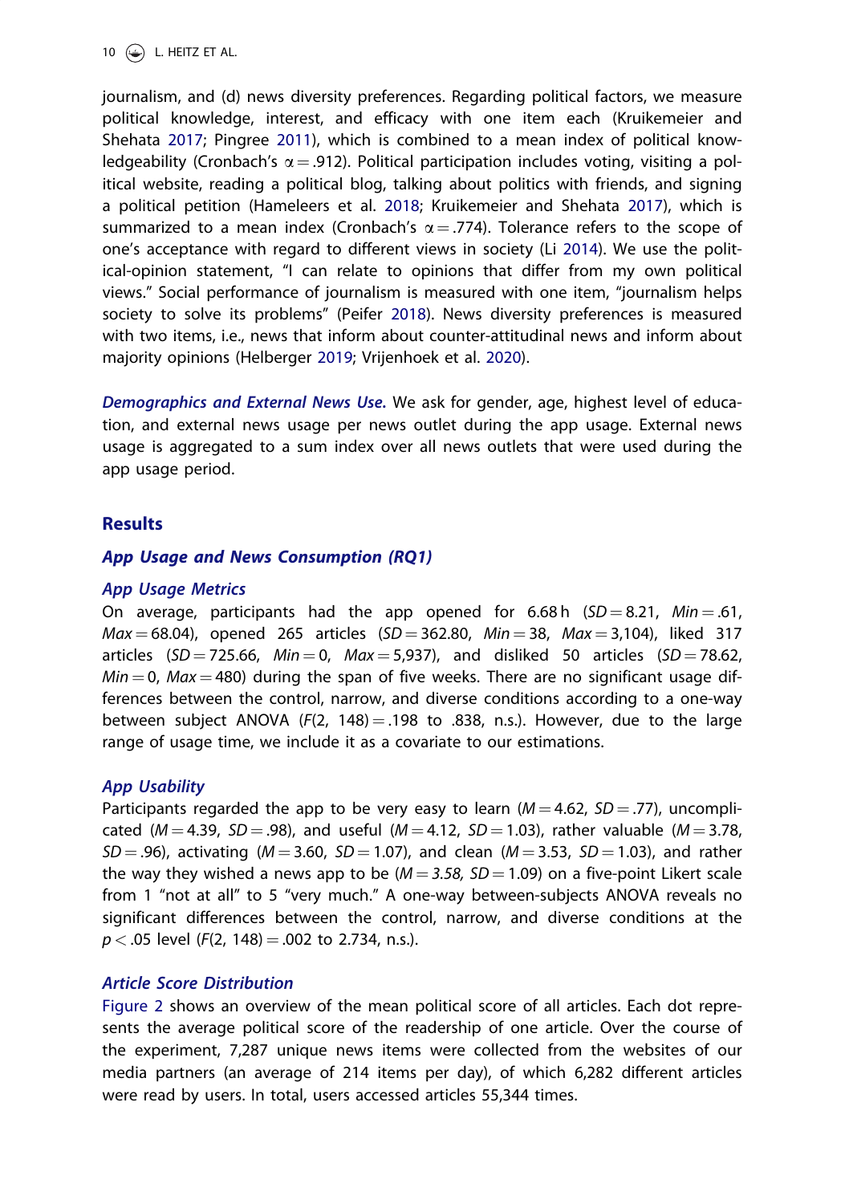journalism, and (d) news diversity preferences. Regarding political factors, we measure political knowledge, interest, and efficacy with one item each (Kruikemeier and Shehata 2017; Pingree 2011), which is combined to a mean index of political knowledgeability (Cronbach's $\alpha = .912$). Political participation includes voting, visiting a political website, reading a political blog, talking about politics with friends, and signing a political petition (Hameleers et al. 2018; Kruikemeier and Shehata 2017), which is summarized to a mean index (Cronbach's $\alpha = .774$). Tolerance refers to the scope of one's acceptance with regard to different views in society (Li 2014). We use the political-opinion statement, "I can relate to opinions that differ from my own political views." Social performance of journalism is measured with one item, "journalism helps society to solve its problems" (Peifer 2018). News diversity preferences is measured with two items, i.e., news that inform about counter-attitudinal news and inform about majority opinions (Helberger 2019; Vrijenhoek et al. 2020).

***Demographics and External News Use.*** We ask for gender, age, highest level of education, and external news usage per news outlet during the app usage. External news usage is aggregated to a sum index over all news outlets that were used during the app usage period.

## Results

### App Usage and News Consumption (RQ1)

#### App Usage Metrics

On average, participants had the app opened for 6.68 h ($SD = 8.21$, $Min = .61$, $Max = 68.04$), opened 265 articles ($SD = 362.80$, $Min = 38$, $Max = 3{,}104$), liked 317 articles ($SD = 725.66$, $Min = 0$, $Max = 5{,}937$), and disliked 50 articles ($SD = 78.62$, $Min = 0$, $Max = 480$) during the span of five weeks. There are no significant usage differences between the control, narrow, and diverse conditions according to a one-way between subject ANOVA ($F(2, 148) = .198$ to $.838$, n.s.). However, due to the large range of usage time, we include it as a covariate to our estimations.

#### App Usability

Participants regarded the app to be very easy to learn ($M = 4.62$, $SD = .77$), uncomplicated ($M = 4.39$, $SD = .98$), and useful ($M = 4.12$, $SD = 1.03$), rather valuable ($M = 3.78$, $SD = .96$), activating ($M = 3.60$, $SD = 1.07$), and clean ($M = 3.53$, $SD = 1.03$), and rather the way they wished a news app to be ($M = 3.58$, $SD = 1.09$) on a five-point Likert scale from 1 "not at all" to 5 "very much." A one-way between-subjects ANOVA reveals no significant differences between the control, narrow, and diverse conditions at the $p < .05$ level ($F(2, 148) = .002$ to $2.734$, n.s.).

#### Article Score Distribution

Figure 2 shows an overview of the mean political score of all articles. Each dot represents the average political score of the readership of one article. Over the course of the experiment, 7,287 unique news items were collected from the websites of our media partners (an average of 214 items per day), of which 6,282 different articles were read by users. In total, users accessed articles 55,344 times.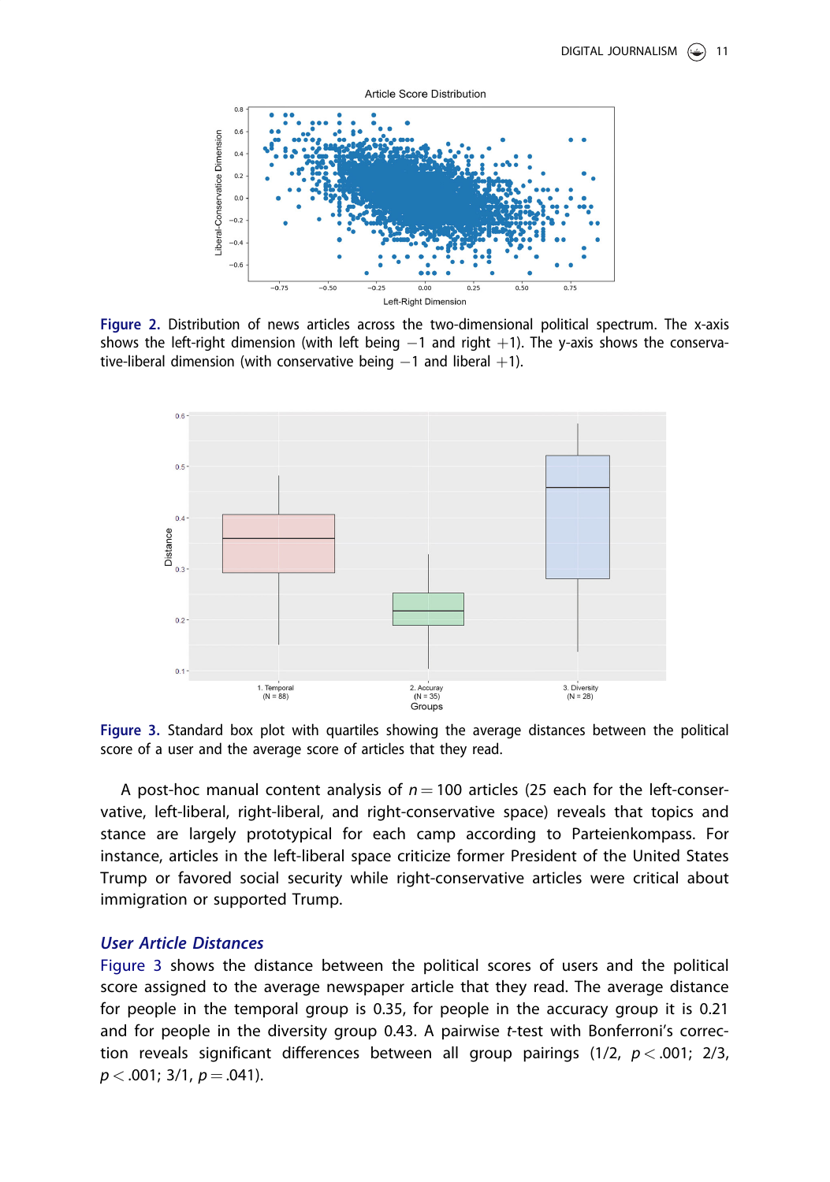**Figure 2.** Distribution of news articles across the two-dimensional political spectrum. The x-axis shows the left-right dimension (with left being −1 and right +1). The y-axis shows the conservative-liberal dimension (with conservative being −1 and liberal +1).

**Figure 3.** Standard box plot with quartiles showing the average distances between the political score of a user and the average score of articles that they read.

A post-hoc manual content analysis of $n = 100$ articles (25 each for the left-conservative, left-liberal, right-liberal, and right-conservative space) reveals that topics and stance are largely prototypical for each camp according to Parteienkompass. For instance, articles in the left-liberal space criticize former President of the United States Trump or favored social security while right-conservative articles were critical about immigration or supported Trump.

### *User Article Distances*

Figure 3 shows the distance between the political scores of users and the political score assigned to the average newspaper article that they read. The average distance for people in the temporal group is 0.35, for people in the accuracy group it is 0.21 and for people in the diversity group 0.43. A pairwise $t$-test with Bonferroni's correction reveals significant differences between all group pairings (1/2, $p < .001$; 2/3, $p < .001$; 3/1, $p = .041$).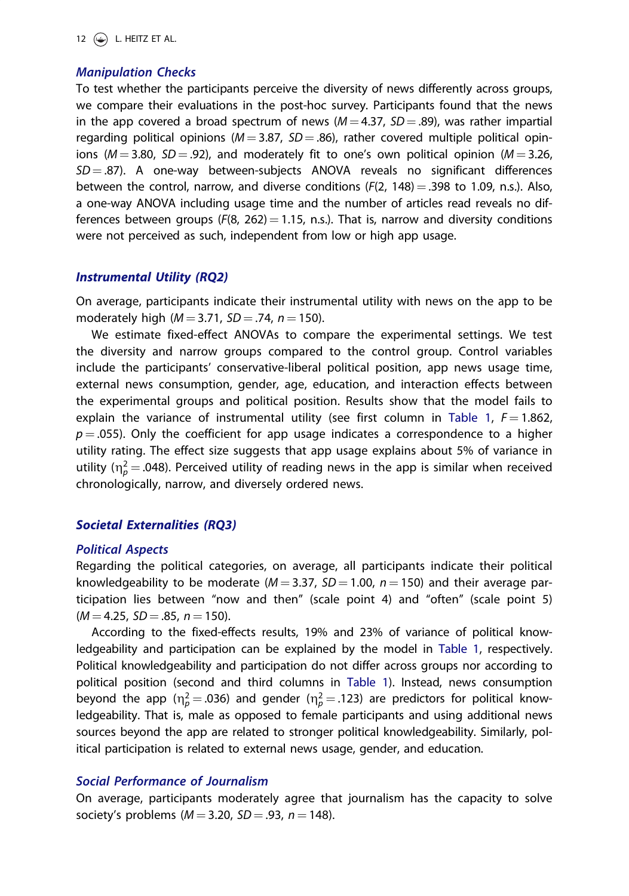### *Manipulation Checks*

To test whether the participants perceive the diversity of news differently across groups, we compare their evaluations in the post-hoc survey. Participants found that the news in the app covered a broad spectrum of news ($M = 4.37$, $SD = .89$), was rather impartial regarding political opinions ($M = 3.87$, $SD = .86$), rather covered multiple political opinions ($M = 3.80$, $SD = .92$), and moderately fit to one's own political opinion ($M = 3.26$, $SD = .87$). A one-way between-subjects ANOVA reveals no significant differences between the control, narrow, and diverse conditions ($F(2, 148) = .398$ to 1.09, n.s.). Also, a one-way ANOVA including usage time and the number of articles read reveals no differences between groups ($F(8, 262) = 1.15$, n.s.). That is, narrow and diversity conditions were not perceived as such, independent from low or high app usage.

### *Instrumental Utility (RQ2)*

On average, participants indicate their instrumental utility with news on the app to be moderately high ($M = 3.71$, $SD = .74$, $n = 150$).

We estimate fixed-effect ANOVAs to compare the experimental settings. We test the diversity and narrow groups compared to the control group. Control variables include the participants' conservative-liberal political position, app news usage time, external news consumption, gender, age, education, and interaction effects between the experimental groups and political position. Results show that the model fails to explain the variance of instrumental utility (see first column in Table 1, $F = 1.862$, $p = .055$). Only the coefficient for app usage indicates a correspondence to a higher utility rating. The effect size suggests that app usage explains about 5% of variance in utility ($\eta_p^2 = .048$). Perceived utility of reading news in the app is similar when received chronologically, narrow, and diversely ordered news.

### *Societal Externalities (RQ3)*

#### *Political Aspects*

Regarding the political categories, on average, all participants indicate their political knowledgeability to be moderate ($M = 3.37$, $SD = 1.00$, $n = 150$) and their average participation lies between "now and then" (scale point 4) and "often" (scale point 5) ($M = 4.25$, $SD = .85$, $n = 150$).

According to the fixed-effects results, 19% and 23% of variance of political knowledgeability and participation can be explained by the model in Table 1, respectively. Political knowledgeability and participation do not differ across groups nor according to political position (second and third columns in Table 1). Instead, news consumption beyond the app ($\eta_p^2 = .036$) and gender ($\eta_p^2 = .123$) are predictors for political knowledgeability. That is, male as opposed to female participants and using additional news sources beyond the app are related to stronger political knowledgeability. Similarly, political participation is related to external news usage, gender, and education.

#### *Social Performance of Journalism*

On average, participants moderately agree that journalism has the capacity to solve society's problems ($M = 3.20$, $SD = .93$, $n = 148$).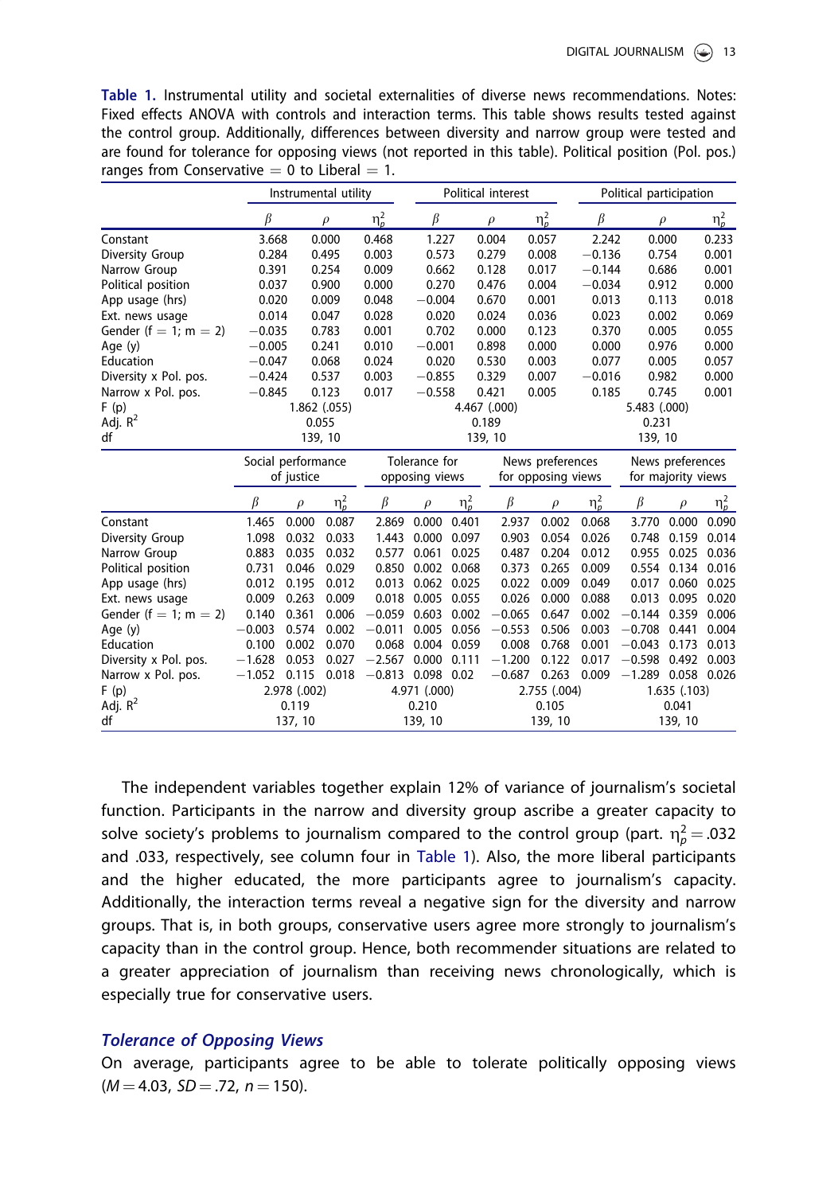**Table 1.** Instrumental utility and societal externalities of diverse news recommendations. Notes: Fixed effects ANOVA with controls and interaction terms. This table shows results tested against the control group. Additionally, differences between diversity and narrow group were tested and are found for tolerance for opposing views (not reported in this table). Political position (Pol. pos.) ranges from Conservative = 0 to Liberal = 1.

| | Instrumental utility | | | Political interest | | | Political participation | | |
|---|---|---|---|---|---|---|---|---|---|
| | $\beta$ | $\rho$ | $\eta_p^2$ | $\beta$ | $\rho$ | $\eta_p^2$ | $\beta$ | $\rho$ | $\eta_p^2$ |
| Constant | 3.668 | 0.000 | 0.468 | 1.227 | 0.004 | 0.057 | 2.242 | 0.000 | 0.233 |
| Diversity Group | 0.284 | 0.495 | 0.003 | 0.573 | 0.279 | 0.008 | −0.136 | 0.754 | 0.001 |
| Narrow Group | 0.391 | 0.254 | 0.009 | 0.662 | 0.128 | 0.017 | −0.144 | 0.686 | 0.001 |
| Political position | 0.037 | 0.900 | 0.000 | 0.270 | 0.476 | 0.004 | −0.034 | 0.912 | 0.000 |
| App usage (hrs) | 0.020 | 0.009 | 0.048 | −0.004 | 0.670 | 0.001 | 0.013 | 0.113 | 0.018 |
| Ext. news usage | 0.014 | 0.047 | 0.028 | 0.020 | 0.024 | 0.036 | 0.023 | 0.002 | 0.069 |
| Gender (f = 1; m = 2) | −0.035 | 0.783 | 0.001 | 0.702 | 0.000 | 0.123 | 0.370 | 0.005 | 0.055 |
| Age (y) | −0.005 | 0.241 | 0.010 | −0.001 | 0.898 | 0.000 | 0.000 | 0.976 | 0.000 |
| Education | −0.047 | 0.068 | 0.024 | 0.020 | 0.530 | 0.003 | 0.077 | 0.005 | 0.057 |
| Diversity x Pol. pos. | −0.424 | 0.537 | 0.003 | −0.855 | 0.329 | 0.007 | −0.016 | 0.982 | 0.000 |
| Narrow x Pol. pos. | −0.845 | 0.123 | 0.017 | −0.558 | 0.421 | 0.005 | 0.185 | 0.745 | 0.001 |
| F (p) | | 1.862 (.055) | | | 4.467 (.000) | | | 5.483 (.000) | |
| Adj. $R^2$ | | 0.055 | | | 0.189 | | | 0.231 | |
| df | | 139, 10 | | | 139, 10 | | | 139, 10 | |

| | Social performance of justice | | | Tolerance for opposing views | | | News preferences for opposing views | | | News preferences for majority views | | |
|---|---|---|---|---|---|---|---|---|---|---|---|---|
| | $\beta$ | $\rho$ | $\eta_p^2$ | $\beta$ | $\rho$ | $\eta_p^2$ | $\beta$ | $\rho$ | $\eta_p^2$ | $\beta$ | $\rho$ | $\eta_p^2$ |
| Constant | 1.465 | 0.000 | 0.087 | 2.869 | 0.000 | 0.401 | 2.937 | 0.002 | 0.068 | 3.770 | 0.000 | 0.090 |
| Diversity Group | 1.098 | 0.032 | 0.033 | 1.443 | 0.000 | 0.097 | 0.903 | 0.054 | 0.026 | 0.748 | 0.159 | 0.014 |
| Narrow Group | 0.883 | 0.035 | 0.032 | 0.577 | 0.061 | 0.025 | 0.487 | 0.204 | 0.012 | 0.955 | 0.025 | 0.036 |
| Political position | 0.731 | 0.046 | 0.029 | 0.850 | 0.002 | 0.068 | 0.373 | 0.265 | 0.009 | 0.554 | 0.134 | 0.016 |
| App usage (hrs) | 0.012 | 0.195 | 0.012 | 0.013 | 0.062 | 0.025 | 0.022 | 0.009 | 0.049 | 0.017 | 0.060 | 0.025 |
| Ext. news usage | 0.009 | 0.263 | 0.009 | 0.018 | 0.005 | 0.055 | 0.026 | 0.000 | 0.088 | 0.013 | 0.095 | 0.020 |
| Gender (f = 1; m = 2) | 0.140 | 0.361 | 0.006 | −0.059 | 0.603 | 0.002 | −0.065 | 0.647 | 0.002 | −0.144 | 0.359 | 0.006 |
| Age (y) | −0.003 | 0.574 | 0.002 | −0.011 | 0.005 | 0.056 | −0.553 | 0.506 | 0.003 | −0.708 | 0.441 | 0.004 |
| Education | 0.100 | 0.002 | 0.070 | 0.068 | 0.004 | 0.059 | 0.008 | 0.768 | 0.001 | −0.043 | 0.173 | 0.013 |
| Diversity x Pol. pos. | −1.628 | 0.053 | 0.027 | −2.567 | 0.000 | 0.111 | −1.200 | 0.122 | 0.017 | −0.598 | 0.492 | 0.003 |
| Narrow x Pol. pos. | −1.052 | 0.115 | 0.018 | −0.813 | 0.098 | 0.02 | −0.687 | 0.263 | 0.009 | −1.289 | 0.058 | 0.026 |
| F (p) | | 2.978 (.002) | | | 4.971 (.000) | | | 2.755 (.004) | | | 1.635 (.103) | |
| Adj. $R^2$ | | 0.119 | | | 0.210 | | | 0.105 | | | 0.041 | |
| df | | 137, 10 | | | 139, 10 | | | 139, 10 | | | 139, 10 | |

The independent variables together explain 12% of variance of journalism's societal function. Participants in the narrow and diversity group ascribe a greater capacity to solve society's problems to journalism compared to the control group (part. $\eta_p^2 = .032$ and .033, respectively, see column four in Table 1). Also, the more liberal participants and the higher educated, the more participants agree to journalism's capacity. Additionally, the interaction terms reveal a negative sign for the diversity and narrow groups. That is, in both groups, conservative users agree more strongly to journalism's capacity than in the control group. Hence, both recommender situations are related to a greater appreciation of journalism than receiving news chronologically, which is especially true for conservative users.

### *Tolerance of Opposing Views*

On average, participants agree to be able to tolerate politically opposing views ($M = 4.03$, $SD = .72$, $n = 150$).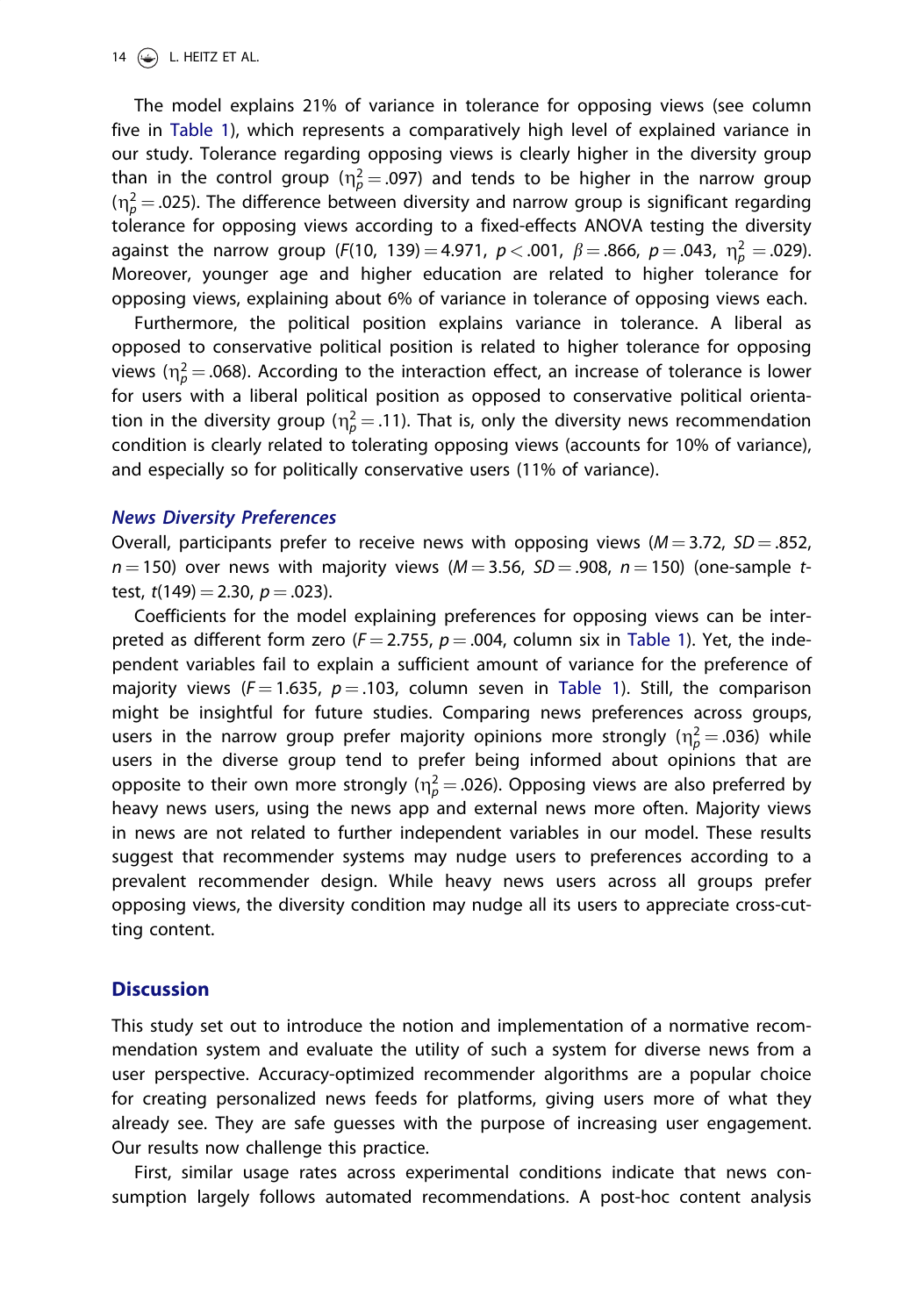The model explains 21% of variance in tolerance for opposing views (see column five in Table 1), which represents a comparatively high level of explained variance in our study. Tolerance regarding opposing views is clearly higher in the diversity group than in the control group ($\eta_p^2 = .097$) and tends to be higher in the narrow group ($\eta_p^2 = .025$). The difference between diversity and narrow group is significant regarding tolerance for opposing views according to a fixed-effects ANOVA testing the diversity against the narrow group ($F(10, 139) = 4.971$, $p < .001$, $\beta = .866$, $p = .043$, $\eta_p^2 = .029$). Moreover, younger age and higher education are related to higher tolerance for opposing views, explaining about 6% of variance in tolerance of opposing views each.

Furthermore, the political position explains variance in tolerance. A liberal as opposed to conservative political position is related to higher tolerance for opposing views ($\eta_p^2 = .068$). According to the interaction effect, an increase of tolerance is lower for users with a liberal political position as opposed to conservative political orientation in the diversity group ($\eta_p^2 = .11$). That is, only the diversity news recommendation condition is clearly related to tolerating opposing views (accounts for 10% of variance), and especially so for politically conservative users (11% of variance).

### *News Diversity Preferences*

Overall, participants prefer to receive news with opposing views ($M = 3.72$, $SD = .852$, $n = 150$) over news with majority views ($M = 3.56$, $SD = .908$, $n = 150$) (one-sample *t*-test, $t(149) = 2.30$, $p = .023$).

Coefficients for the model explaining preferences for opposing views can be interpreted as different form zero ($F = 2.755$, $p = .004$, column six in Table 1). Yet, the independent variables fail to explain a sufficient amount of variance for the preference of majority views ($F = 1.635$, $p = .103$, column seven in Table 1). Still, the comparison might be insightful for future studies. Comparing news preferences across groups, users in the narrow group prefer majority opinions more strongly ($\eta_p^2 = .036$) while users in the diverse group tend to prefer being informed about opinions that are opposite to their own more strongly ($\eta_p^2 = .026$). Opposing views are also preferred by heavy news users, using the news app and external news more often. Majority views in news are not related to further independent variables in our model. These results suggest that recommender systems may nudge users to preferences according to a prevalent recommender design. While heavy news users across all groups prefer opposing views, the diversity condition may nudge all its users to appreciate cross-cutting content.

## Discussion

This study set out to introduce the notion and implementation of a normative recommendation system and evaluate the utility of such a system for diverse news from a user perspective. Accuracy-optimized recommender algorithms are a popular choice for creating personalized news feeds for platforms, giving users more of what they already see. They are safe guesses with the purpose of increasing user engagement. Our results now challenge this practice.

First, similar usage rates across experimental conditions indicate that news consumption largely follows automated recommendations. A post-hoc content analysis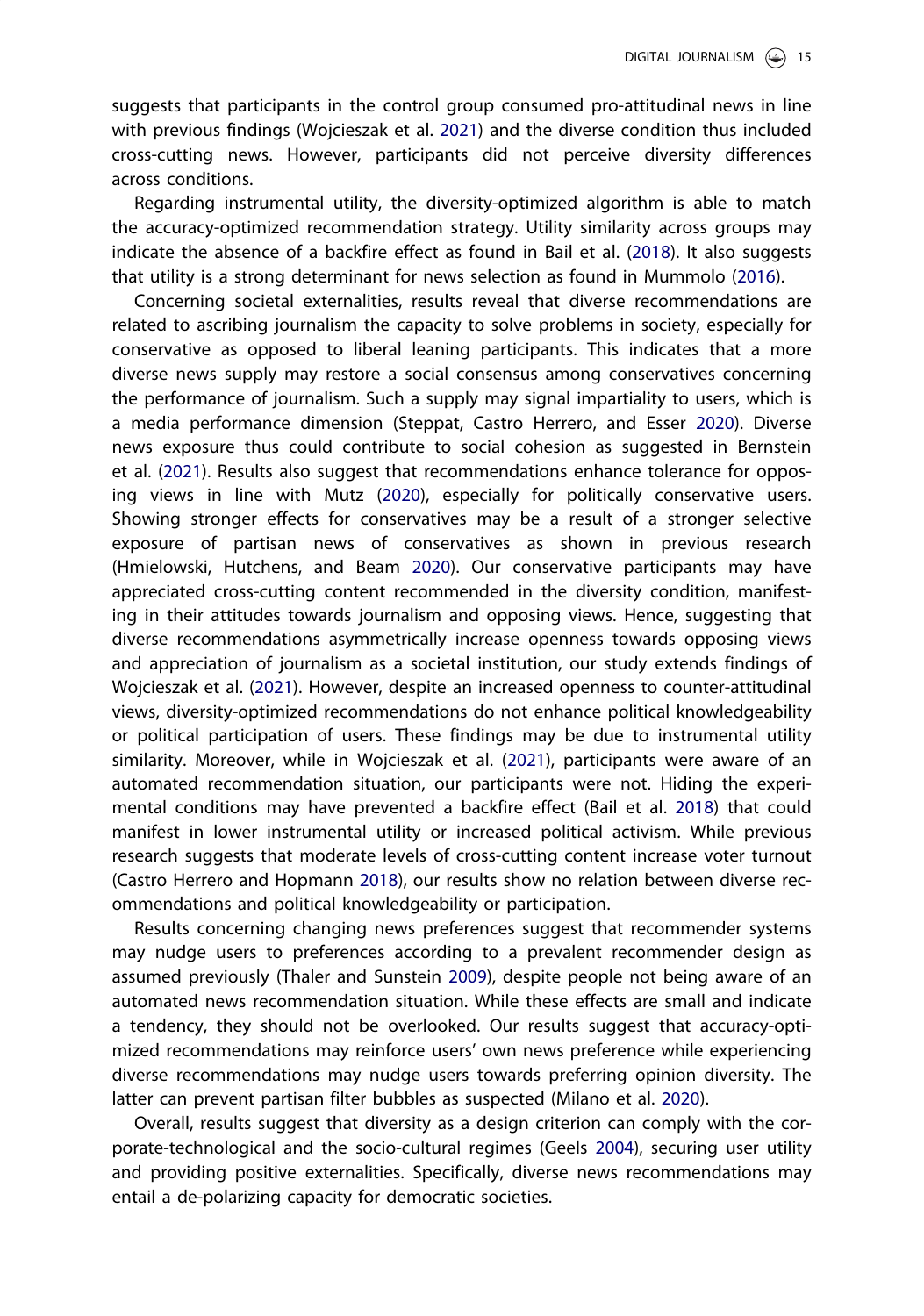suggests that participants in the control group consumed pro-attitudinal news in line with previous findings (Wojcieszak et al. 2021) and the diverse condition thus included cross-cutting news. However, participants did not perceive diversity differences across conditions.

Regarding instrumental utility, the diversity-optimized algorithm is able to match the accuracy-optimized recommendation strategy. Utility similarity across groups may indicate the absence of a backfire effect as found in Bail et al. (2018). It also suggests that utility is a strong determinant for news selection as found in Mummolo (2016).

Concerning societal externalities, results reveal that diverse recommendations are related to ascribing journalism the capacity to solve problems in society, especially for conservative as opposed to liberal leaning participants. This indicates that a more diverse news supply may restore a social consensus among conservatives concerning the performance of journalism. Such a supply may signal impartiality to users, which is a media performance dimension (Steppat, Castro Herrero, and Esser 2020). Diverse news exposure thus could contribute to social cohesion as suggested in Bernstein et al. (2021). Results also suggest that recommendations enhance tolerance for opposing views in line with Mutz (2020), especially for politically conservative users. Showing stronger effects for conservatives may be a result of a stronger selective exposure of partisan news of conservatives as shown in previous research (Hmielowski, Hutchens, and Beam 2020). Our conservative participants may have appreciated cross-cutting content recommended in the diversity condition, manifesting in their attitudes towards journalism and opposing views. Hence, suggesting that diverse recommendations asymmetrically increase openness towards opposing views and appreciation of journalism as a societal institution, our study extends findings of Wojcieszak et al. (2021). However, despite an increased openness to counter-attitudinal views, diversity-optimized recommendations do not enhance political knowledgeability or political participation of users. These findings may be due to instrumental utility similarity. Moreover, while in Wojcieszak et al. (2021), participants were aware of an automated recommendation situation, our participants were not. Hiding the experimental conditions may have prevented a backfire effect (Bail et al. 2018) that could manifest in lower instrumental utility or increased political activism. While previous research suggests that moderate levels of cross-cutting content increase voter turnout (Castro Herrero and Hopmann 2018), our results show no relation between diverse recommendations and political knowledgeability or participation.

Results concerning changing news preferences suggest that recommender systems may nudge users to preferences according to a prevalent recommender design as assumed previously (Thaler and Sunstein 2009), despite people not being aware of an automated news recommendation situation. While these effects are small and indicate a tendency, they should not be overlooked. Our results suggest that accuracy-optimized recommendations may reinforce users' own news preference while experiencing diverse recommendations may nudge users towards preferring opinion diversity. The latter can prevent partisan filter bubbles as suspected (Milano et al. 2020).

Overall, results suggest that diversity as a design criterion can comply with the corporate-technological and the socio-cultural regimes (Geels 2004), securing user utility and providing positive externalities. Specifically, diverse news recommendations may entail a de-polarizing capacity for democratic societies.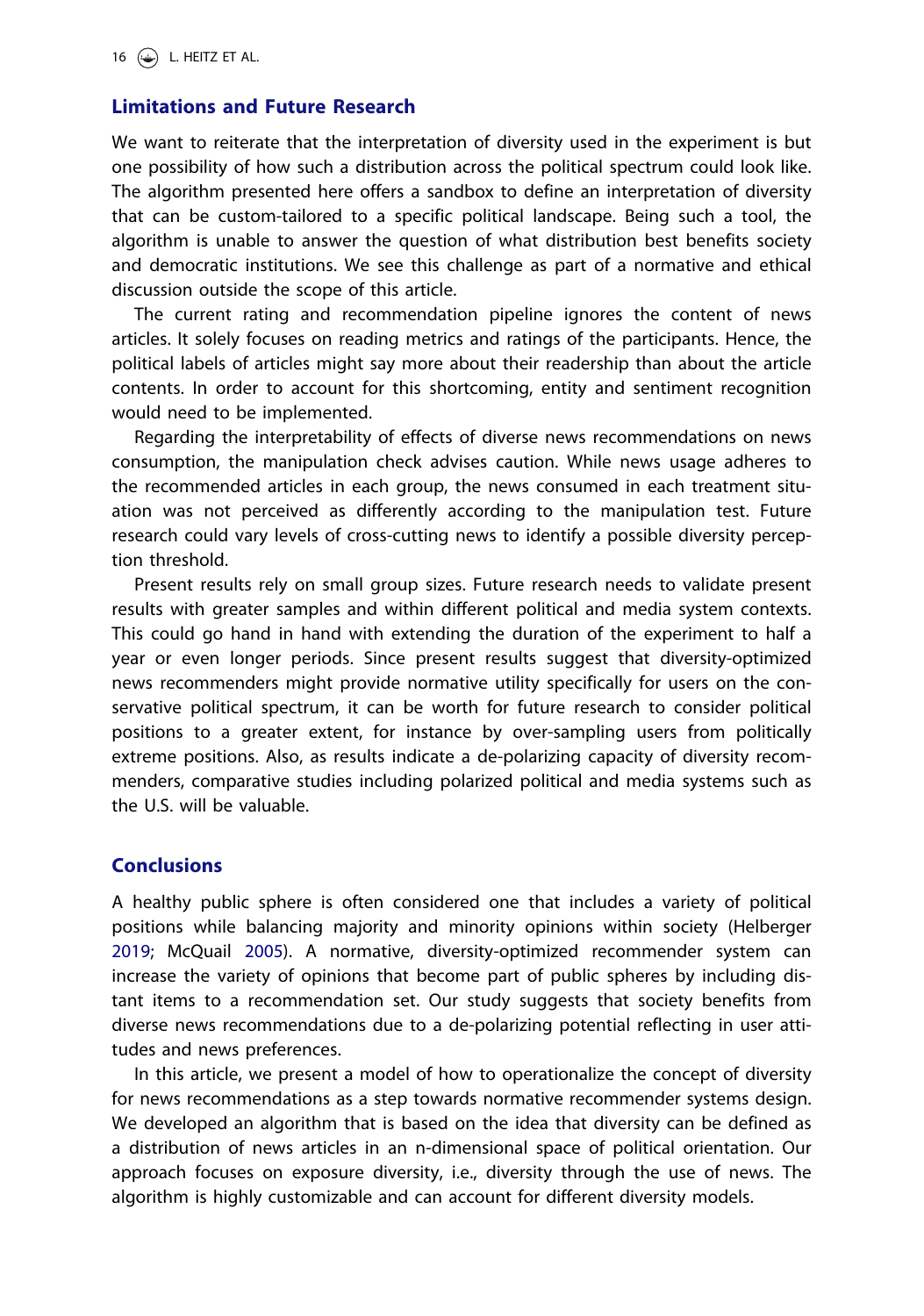## Limitations and Future Research

We want to reiterate that the interpretation of diversity used in the experiment is but one possibility of how such a distribution across the political spectrum could look like. The algorithm presented here offers a sandbox to define an interpretation of diversity that can be custom-tailored to a specific political landscape. Being such a tool, the algorithm is unable to answer the question of what distribution best benefits society and democratic institutions. We see this challenge as part of a normative and ethical discussion outside the scope of this article.

The current rating and recommendation pipeline ignores the content of news articles. It solely focuses on reading metrics and ratings of the participants. Hence, the political labels of articles might say more about their readership than about the article contents. In order to account for this shortcoming, entity and sentiment recognition would need to be implemented.

Regarding the interpretability of effects of diverse news recommendations on news consumption, the manipulation check advises caution. While news usage adheres to the recommended articles in each group, the news consumed in each treatment situation was not perceived as differently according to the manipulation test. Future research could vary levels of cross-cutting news to identify a possible diversity perception threshold.

Present results rely on small group sizes. Future research needs to validate present results with greater samples and within different political and media system contexts. This could go hand in hand with extending the duration of the experiment to half a year or even longer periods. Since present results suggest that diversity-optimized news recommenders might provide normative utility specifically for users on the conservative political spectrum, it can be worth for future research to consider political positions to a greater extent, for instance by over-sampling users from politically extreme positions. Also, as results indicate a de-polarizing capacity of diversity recommenders, comparative studies including polarized political and media systems such as the U.S. will be valuable.

## Conclusions

A healthy public sphere is often considered one that includes a variety of political positions while balancing majority and minority opinions within society (Helberger 2019; McQuail 2005). A normative, diversity-optimized recommender system can increase the variety of opinions that become part of public spheres by including distant items to a recommendation set. Our study suggests that society benefits from diverse news recommendations due to a de-polarizing potential reflecting in user attitudes and news preferences.

In this article, we present a model of how to operationalize the concept of diversity for news recommendations as a step towards normative recommender systems design. We developed an algorithm that is based on the idea that diversity can be defined as a distribution of news articles in an n-dimensional space of political orientation. Our approach focuses on exposure diversity, i.e., diversity through the use of news. The algorithm is highly customizable and can account for different diversity models.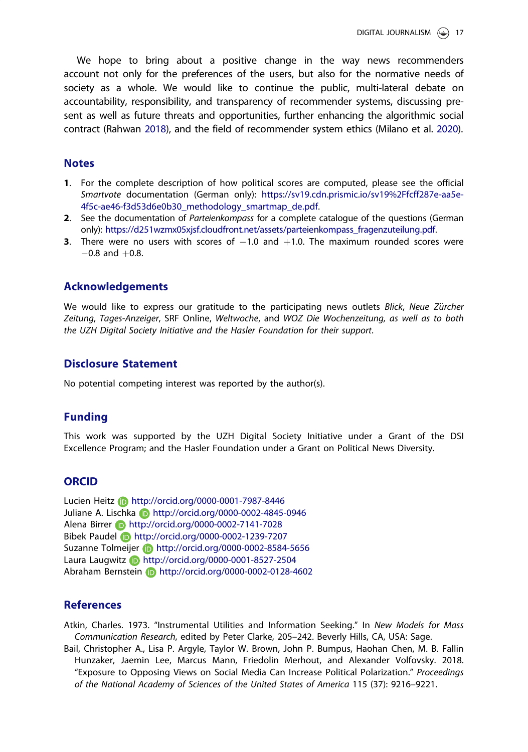We hope to bring about a positive change in the way news recommenders account not only for the preferences of the users, but also for the normative needs of society as a whole. We would like to continue the public, multi-lateral debate on accountability, responsibility, and transparency of recommender systems, discussing present as well as future threats and opportunities, further enhancing the algorithmic social contract (Rahwan 2018), and the field of recommender system ethics (Milano et al. 2020).

## Notes

1. For the complete description of how political scores are computed, please see the official *Smartvote* documentation (German only): https://sv19.cdn.prismic.io/sv19%2Ffcff287e-aa5e-4f5c-ae46-f3d53d6e0b30_methodology_smartmap_de.pdf.
2. See the documentation of *Parteienkompass* for a complete catalogue of the questions (German only): https://d251wzmx05xjsf.cloudfront.net/assets/parteienkompass_fragenzuteilung.pdf.
3. There were no users with scores of $-1.0$ and $+1.0$. The maximum rounded scores were $-0.8$ and $+0.8$.

## Acknowledgements

We would like to express our gratitude to the participating news outlets *Blick*, *Neue Zürcher Zeitung*, *Tages-Anzeiger*, SRF Online, *Weltwoche*, and *WOZ Die Wochenzeitung, as well as to both the UZH Digital Society Initiative and the Hasler Foundation for their support*.

## Disclosure Statement

No potential competing interest was reported by the author(s).

## Funding

This work was supported by the UZH Digital Society Initiative under a Grant of the DSI Excellence Program; and the Hasler Foundation under a Grant on Political News Diversity.

## ORCID

Lucien Heitz http://orcid.org/0000-0001-7987-8446
Juliane A. Lischka http://orcid.org/0000-0002-4845-0946
Alena Birrer http://orcid.org/0000-0002-7141-7028
Bibek Paudel http://orcid.org/0000-0002-1239-7207
Suzanne Tolmeijer http://orcid.org/0000-0002-8584-5656
Laura Laugwitz http://orcid.org/0000-0001-8527-2504
Abraham Bernstein http://orcid.org/0000-0002-0128-4602

## References

Atkin, Charles. 1973. "Instrumental Utilities and Information Seeking." In *New Models for Mass Communication Research*, edited by Peter Clarke, 205–242. Beverly Hills, CA, USA: Sage.

Bail, Christopher A., Lisa P. Argyle, Taylor W. Brown, John P. Bumpus, Haohan Chen, M. B. Fallin Hunzaker, Jaemin Lee, Marcus Mann, Friedolin Merhout, and Alexander Volfovsky. 2018. "Exposure to Opposing Views on Social Media Can Increase Political Polarization." *Proceedings of the National Academy of Sciences of the United States of America* 115 (37): 9216–9221.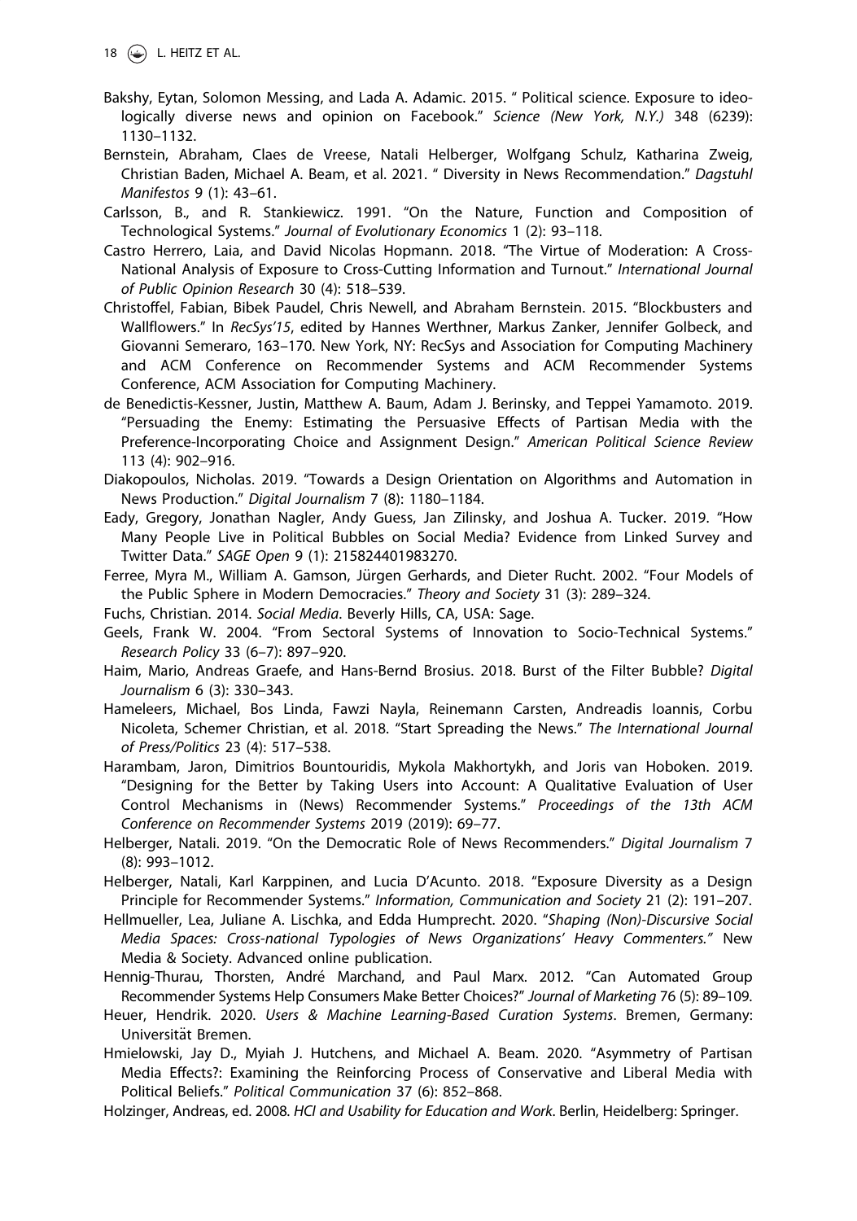Bakshy, Eytan, Solomon Messing, and Lada A. Adamic. 2015. " Political science. Exposure to ideologically diverse news and opinion on Facebook." *Science (New York, N.Y.)* 348 (6239): 1130–1132.

Bernstein, Abraham, Claes de Vreese, Natali Helberger, Wolfgang Schulz, Katharina Zweig, Christian Baden, Michael A. Beam, et al. 2021. " Diversity in News Recommendation." *Dagstuhl Manifestos* 9 (1): 43–61.

Carlsson, B., and R. Stankiewicz. 1991. "On the Nature, Function and Composition of Technological Systems." *Journal of Evolutionary Economics* 1 (2): 93–118.

Castro Herrero, Laia, and David Nicolas Hopmann. 2018. "The Virtue of Moderation: A Cross-National Analysis of Exposure to Cross-Cutting Information and Turnout." *International Journal of Public Opinion Research* 30 (4): 518–539.

Christoffel, Fabian, Bibek Paudel, Chris Newell, and Abraham Bernstein. 2015. "Blockbusters and Wallflowers." In *RecSys'15*, edited by Hannes Werthner, Markus Zanker, Jennifer Golbeck, and Giovanni Semeraro, 163–170. New York, NY: RecSys and Association for Computing Machinery and ACM Conference on Recommender Systems and ACM Recommender Systems Conference, ACM Association for Computing Machinery.

de Benedictis-Kessner, Justin, Matthew A. Baum, Adam J. Berinsky, and Teppei Yamamoto. 2019. "Persuading the Enemy: Estimating the Persuasive Effects of Partisan Media with the Preference-Incorporating Choice and Assignment Design." *American Political Science Review* 113 (4): 902–916.

Diakopoulos, Nicholas. 2019. "Towards a Design Orientation on Algorithms and Automation in News Production." *Digital Journalism* 7 (8): 1180–1184.

Eady, Gregory, Jonathan Nagler, Andy Guess, Jan Zilinsky, and Joshua A. Tucker. 2019. "How Many People Live in Political Bubbles on Social Media? Evidence from Linked Survey and Twitter Data." *SAGE Open* 9 (1): 215824401983270.

Ferree, Myra M., William A. Gamson, Jürgen Gerhards, and Dieter Rucht. 2002. "Four Models of the Public Sphere in Modern Democracies." *Theory and Society* 31 (3): 289–324.

Fuchs, Christian. 2014. *Social Media*. Beverly Hills, CA, USA: Sage.

Geels, Frank W. 2004. "From Sectoral Systems of Innovation to Socio-Technical Systems." *Research Policy* 33 (6–7): 897–920.

Haim, Mario, Andreas Graefe, and Hans-Bernd Brosius. 2018. Burst of the Filter Bubble? *Digital Journalism* 6 (3): 330–343.

Hameleers, Michael, Bos Linda, Fawzi Nayla, Reinemann Carsten, Andreadis Ioannis, Corbu Nicoleta, Schemer Christian, et al. 2018. "Start Spreading the News." *The International Journal of Press/Politics* 23 (4): 517–538.

Harambam, Jaron, Dimitrios Bountouridis, Mykola Makhortykh, and Joris van Hoboken. 2019. "Designing for the Better by Taking Users into Account: A Qualitative Evaluation of User Control Mechanisms in (News) Recommender Systems." *Proceedings of the 13th ACM Conference on Recommender Systems* 2019 (2019): 69–77.

Helberger, Natali. 2019. "On the Democratic Role of News Recommenders." *Digital Journalism* 7 (8): 993–1012.

Helberger, Natali, Karl Karppinen, and Lucia D'Acunto. 2018. "Exposure Diversity as a Design Principle for Recommender Systems." *Information, Communication and Society* 21 (2): 191–207.

Hellmueller, Lea, Juliane A. Lischka, and Edda Humprecht. 2020. "*Shaping (Non)-Discursive Social Media Spaces: Cross-national Typologies of News Organizations' Heavy Commenters.*" New Media & Society. Advanced online publication.

Hennig-Thurau, Thorsten, André Marchand, and Paul Marx. 2012. "Can Automated Group Recommender Systems Help Consumers Make Better Choices?" *Journal of Marketing* 76 (5): 89–109.

Heuer, Hendrik. 2020. *Users & Machine Learning-Based Curation Systems*. Bremen, Germany: Universität Bremen.

Hmielowski, Jay D., Myiah J. Hutchens, and Michael A. Beam. 2020. "Asymmetry of Partisan Media Effects?: Examining the Reinforcing Process of Conservative and Liberal Media with Political Beliefs." *Political Communication* 37 (6): 852–868.

Holzinger, Andreas, ed. 2008. *HCI and Usability for Education and Work*. Berlin, Heidelberg: Springer.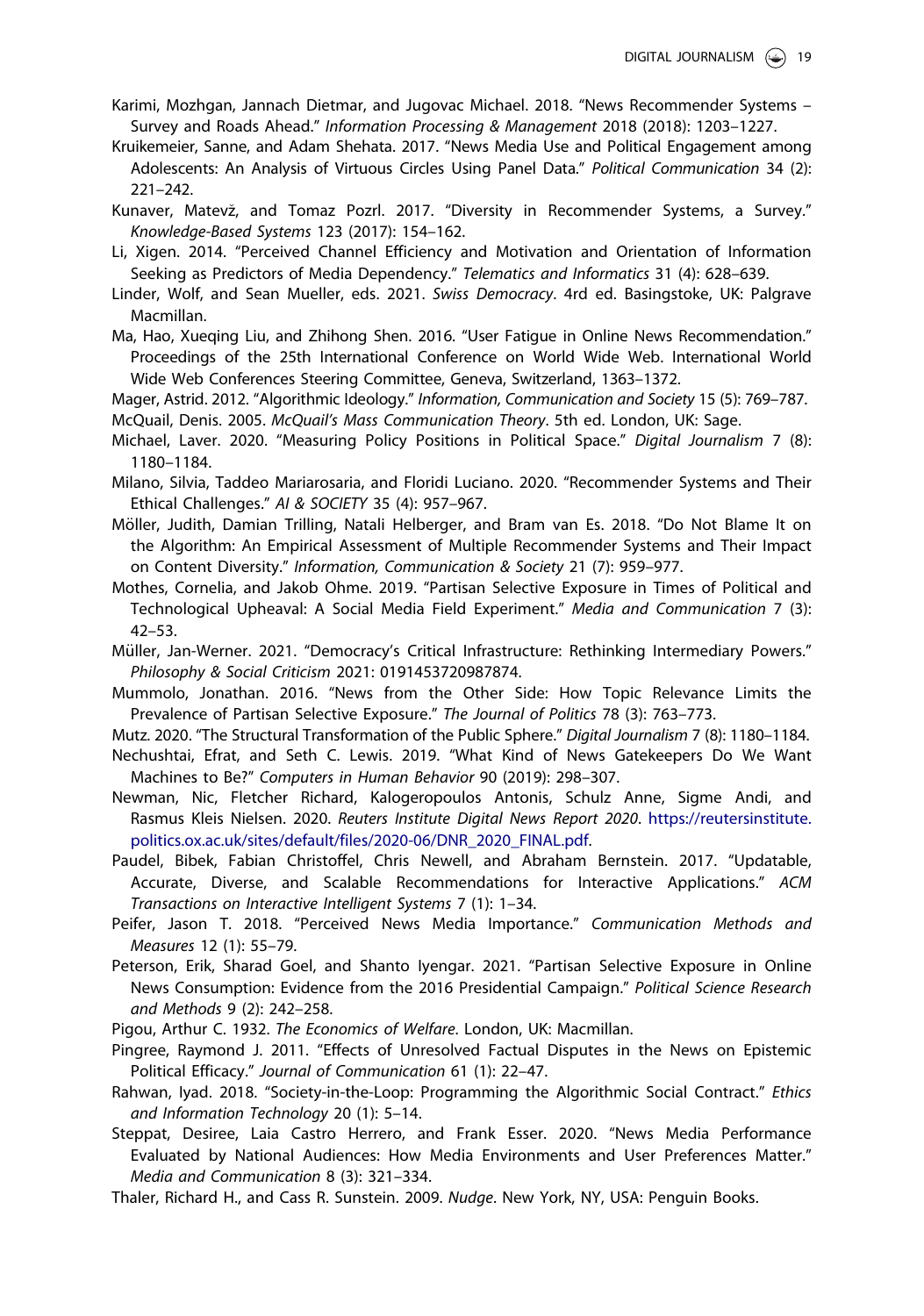Karimi, Mozhgan, Jannach Dietmar, and Jugovac Michael. 2018. "News Recommender Systems – Survey and Roads Ahead." *Information Processing & Management* 2018 (2018): 1203–1227.

Kruikemeier, Sanne, and Adam Shehata. 2017. "News Media Use and Political Engagement among Adolescents: An Analysis of Virtuous Circles Using Panel Data." *Political Communication* 34 (2): 221–242.

Kunaver, Matevž, and Tomaz Pozrl. 2017. "Diversity in Recommender Systems, a Survey." *Knowledge-Based Systems* 123 (2017): 154–162.

Li, Xigen. 2014. "Perceived Channel Efficiency and Motivation and Orientation of Information Seeking as Predictors of Media Dependency." *Telematics and Informatics* 31 (4): 628–639.

Linder, Wolf, and Sean Mueller, eds. 2021. *Swiss Democracy*. 4rd ed. Basingstoke, UK: Palgrave Macmillan.

Ma, Hao, Xueqing Liu, and Zhihong Shen. 2016. "User Fatigue in Online News Recommendation." Proceedings of the 25th International Conference on World Wide Web. International World Wide Web Conferences Steering Committee, Geneva, Switzerland, 1363–1372.

Mager, Astrid. 2012. "Algorithmic Ideology." *Information, Communication and Society* 15 (5): 769–787.

McQuail, Denis. 2005. *McQuail's Mass Communication Theory*. 5th ed. London, UK: Sage.

Michael, Laver. 2020. "Measuring Policy Positions in Political Space." *Digital Journalism* 7 (8): 1180–1184.

Milano, Silvia, Taddeo Mariarosaria, and Floridi Luciano. 2020. "Recommender Systems and Their Ethical Challenges." *AI & SOCIETY* 35 (4): 957–967.

Möller, Judith, Damian Trilling, Natali Helberger, and Bram van Es. 2018. "Do Not Blame It on the Algorithm: An Empirical Assessment of Multiple Recommender Systems and Their Impact on Content Diversity." *Information, Communication & Society* 21 (7): 959–977.

Mothes, Cornelia, and Jakob Ohme. 2019. "Partisan Selective Exposure in Times of Political and Technological Upheaval: A Social Media Field Experiment." *Media and Communication* 7 (3): 42–53.

Müller, Jan-Werner. 2021. "Democracy's Critical Infrastructure: Rethinking Intermediary Powers." *Philosophy & Social Criticism* 2021: 0191453720987874.

Mummolo, Jonathan. 2016. "News from the Other Side: How Topic Relevance Limits the Prevalence of Partisan Selective Exposure." *The Journal of Politics* 78 (3): 763–773.

Mutz. 2020. "The Structural Transformation of the Public Sphere." *Digital Journalism* 7 (8): 1180–1184.

Nechushtai, Efrat, and Seth C. Lewis. 2019. "What Kind of News Gatekeepers Do We Want Machines to Be?" *Computers in Human Behavior* 90 (2019): 298–307.

Newman, Nic, Fletcher Richard, Kalogeropoulos Antonis, Schulz Anne, Sigme Andi, and Rasmus Kleis Nielsen. 2020. *Reuters Institute Digital News Report 2020*. https://reutersinstitute.politics.ox.ac.uk/sites/default/files/2020-06/DNR_2020_FINAL.pdf.

Paudel, Bibek, Fabian Christoffel, Chris Newell, and Abraham Bernstein. 2017. "Updatable, Accurate, Diverse, and Scalable Recommendations for Interactive Applications." *ACM Transactions on Interactive Intelligent Systems* 7 (1): 1–34.

Peifer, Jason T. 2018. "Perceived News Media Importance." *Communication Methods and Measures* 12 (1): 55–79.

Peterson, Erik, Sharad Goel, and Shanto Iyengar. 2021. "Partisan Selective Exposure in Online News Consumption: Evidence from the 2016 Presidential Campaign." *Political Science Research and Methods* 9 (2): 242–258.

Pigou, Arthur C. 1932. *The Economics of Welfare*. London, UK: Macmillan.

Pingree, Raymond J. 2011. "Effects of Unresolved Factual Disputes in the News on Epistemic Political Efficacy." *Journal of Communication* 61 (1): 22–47.

Rahwan, Iyad. 2018. "Society-in-the-Loop: Programming the Algorithmic Social Contract." *Ethics and Information Technology* 20 (1): 5–14.

Steppat, Desiree, Laia Castro Herrero, and Frank Esser. 2020. "News Media Performance Evaluated by National Audiences: How Media Environments and User Preferences Matter." *Media and Communication* 8 (3): 321–334.

Thaler, Richard H., and Cass R. Sunstein. 2009. *Nudge*. New York, NY, USA: Penguin Books.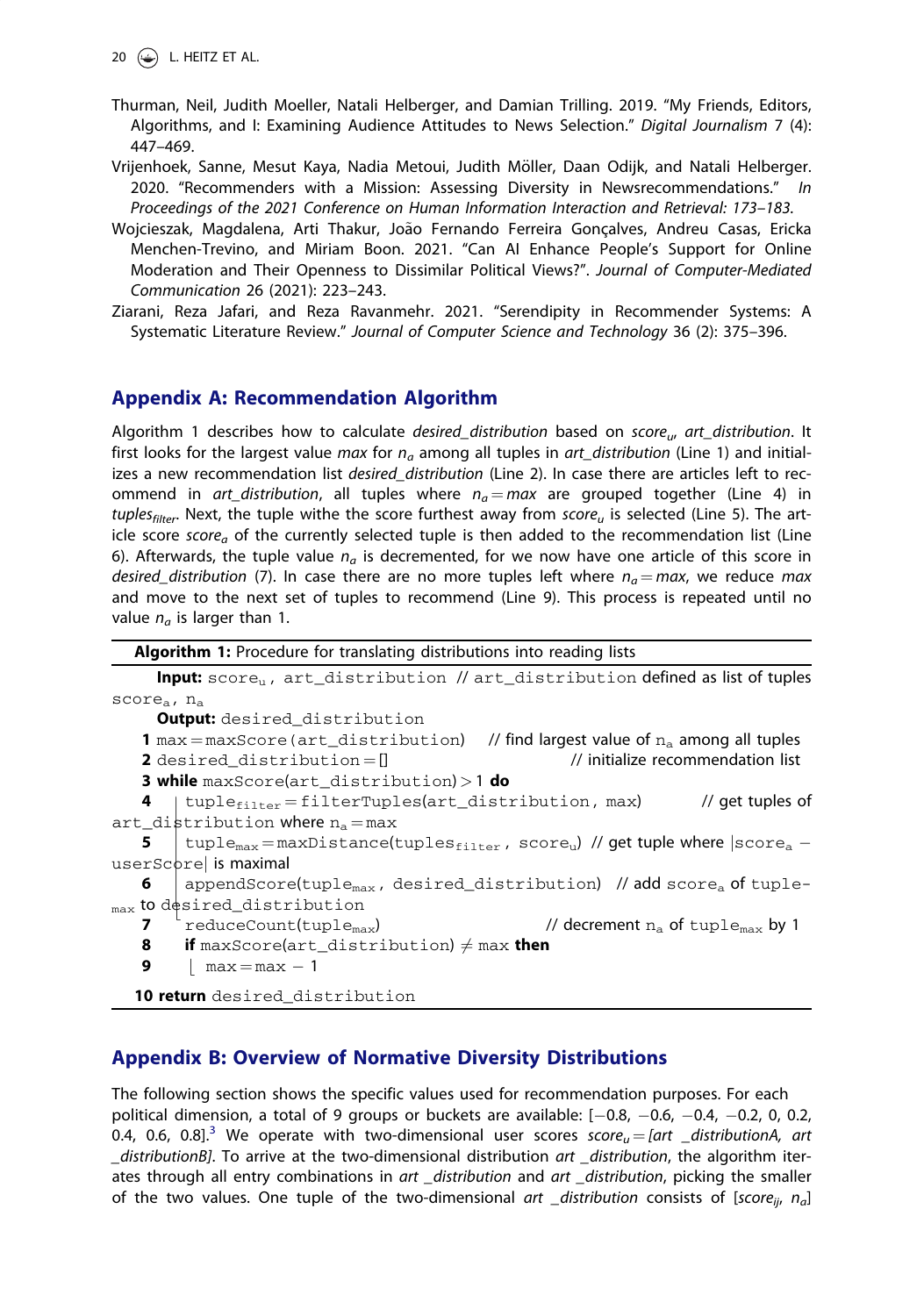Thurman, Neil, Judith Moeller, Natali Helberger, and Damian Trilling. 2019. "My Friends, Editors, Algorithms, and I: Examining Audience Attitudes to News Selection." *Digital Journalism* 7 (4): 447–469.

Vrijenhoek, Sanne, Mesut Kaya, Nadia Metoui, Judith Möller, Daan Odijk, and Natali Helberger. 2020. "Recommenders with a Mission: Assessing Diversity in Newsrecommendations." *In Proceedings of the 2021 Conference on Human Information Interaction and Retrieval: 173–183.*

Wojcieszak, Magdalena, Arti Thakur, João Fernando Ferreira Gonçalves, Andreu Casas, Ericka Menchen-Trevino, and Miriam Boon. 2021. "Can AI Enhance People's Support for Online Moderation and Their Openness to Dissimilar Political Views?". *Journal of Computer-Mediated Communication* 26 (2021): 223–243.

Ziarani, Reza Jafari, and Reza Ravanmehr. 2021. "Serendipity in Recommender Systems: A Systematic Literature Review." *Journal of Computer Science and Technology* 36 (2): 375–396.

## Appendix A: Recommendation Algorithm

Algorithm 1 describes how to calculate *desired_distribution* based on $score_u$, *art_distribution*. It first looks for the largest value *max* for $n_a$ among all tuples in *art_distribution* (Line 1) and initializes a new recommendation list *desired_distribution* (Line 2). In case there are articles left to recommend in *art_distribution*, all tuples where $n_a = max$ are grouped together (Line 4) in $tuples_{filter}$. Next, the tuple withe the score furthest away from $score_u$ is selected (Line 5). The article score $score_a$ of the currently selected tuple is then added to the recommendation list (Line 6). Afterwards, the tuple value $n_a$ is decremented, for we now have one article of this score in *desired_distribution* (7). In case there are no more tuples left where $n_a = max$, we reduce *max* and move to the next set of tuples to recommend (Line 9). This process is repeated until no value $n_a$ is larger than 1.

**Algorithm 1:** Procedure for translating distributions into reading lists

```
Input: score_u, art_distribution // art_distribution defined as list of tuples score_a, n_a
Output: desired_distribution
1  max = maxScore(art_distribution)    // find largest value of n_a among all tuples
2  desired_distribution = []           // initialize recommendation list
3  while maxScore(art_distribution) > 1 do
4      tuple_filter = filterTuples(art_distribution, max)    // get tuples of art_distribution where n_a = max
5      tuple_max = maxDistance(tuples_filter, score_u)  // get tuple where |score_a − userScore| is maximal
6      appendScore(tuple_max, desired_distribution)  // add score_a of tuple_max to desired_distribution
7      reduceCount(tuple_max)              // decrement n_a of tuple_max by 1
8      if maxScore(art_distribution) ≠ max then
9          max = max − 1
10 return desired_distribution
```

## Appendix B: Overview of Normative Diversity Distributions

The following section shows the specific values used for recommendation purposes. For each political dimension, a total of 9 groups or buckets are available: [−0.8, −0.6, −0.4, −0.2, 0, 0.2, 0.4, 0.6, 0.8].[3] We operate with two-dimensional user scores $score_u$ = [*art _distributionA, art _distributionB*]. To arrive at the two-dimensional distribution *art _distribution*, the algorithm iterates through all entry combinations in *art _distribution* and *art _distribution*, picking the smaller of the two values. One tuple of the two-dimensional *art _distribution* consists of [$score_{ij}$, $n_a$]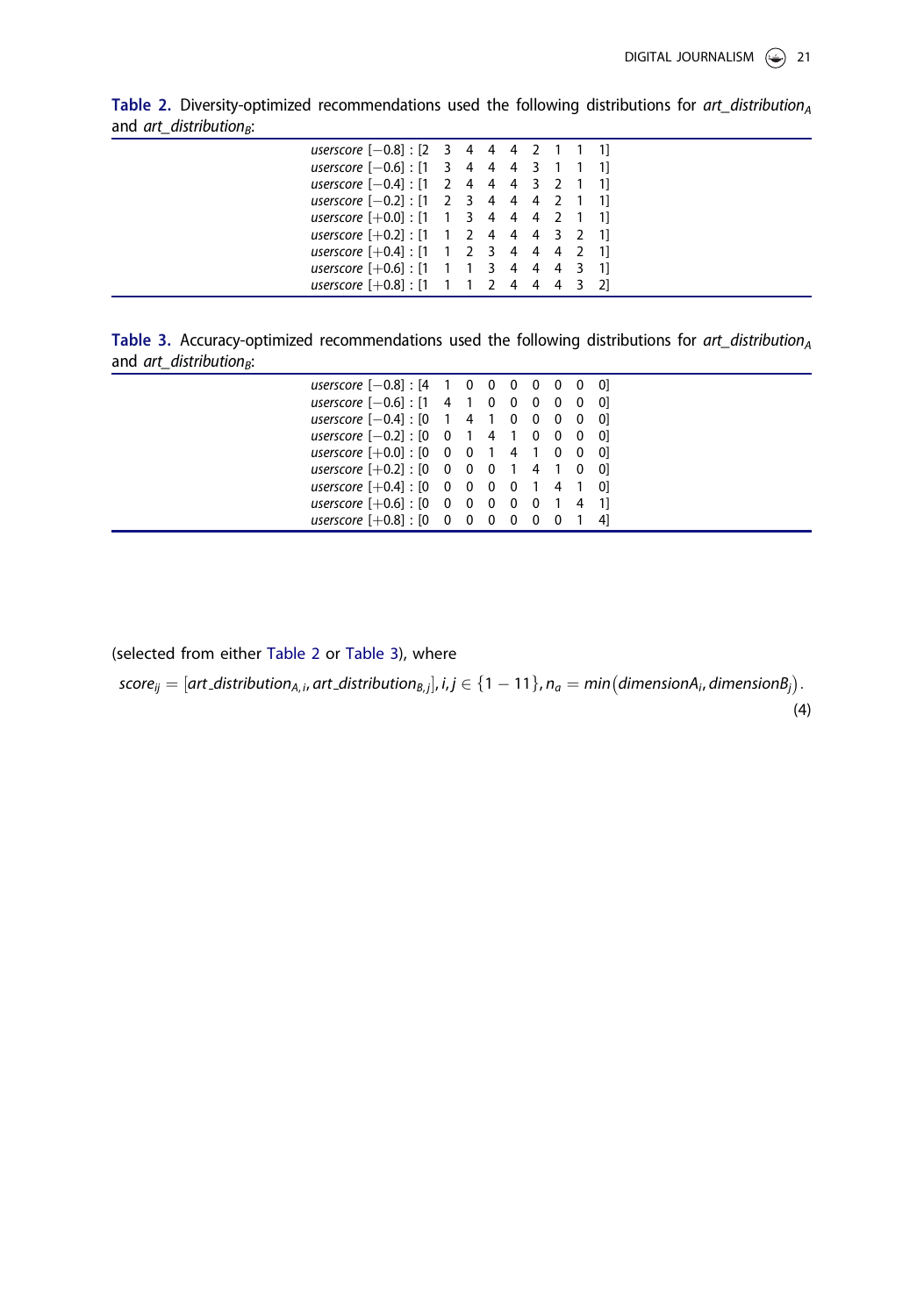**Table 2.** Diversity-optimized recommendations used the following distributions for *art_distribution*$_A$ and *art_distribution*$_B$:

| | | | | | | | | | |
|---|---|---|---|---|---|---|---|---|---|
| *userscore* [−0.8] : | [2 | 3 | 4 | 4 | 4 | 2 | 1 | 1 | 1] |
| *userscore* [−0.6] : | [1 | 3 | 4 | 4 | 4 | 3 | 1 | 1 | 1] |
| *userscore* [−0.4] : | [1 | 2 | 4 | 4 | 4 | 3 | 2 | 1 | 1] |
| *userscore* [−0.2] : | [1 | 2 | 3 | 4 | 4 | 4 | 2 | 1 | 1] |
| *userscore* [+0.0] : | [1 | 1 | 3 | 4 | 4 | 4 | 2 | 1 | 1] |
| *userscore* [+0.2] : | [1 | 1 | 2 | 4 | 4 | 4 | 3 | 2 | 1] |
| *userscore* [+0.4] : | [1 | 1 | 2 | 3 | 4 | 4 | 4 | 2 | 1] |
| *userscore* [+0.6] : | [1 | 1 | 1 | 3 | 4 | 4 | 4 | 3 | 1] |
| *userscore* [+0.8] : | [1 | 1 | 1 | 2 | 4 | 4 | 4 | 3 | 2] |

**Table 3.** Accuracy-optimized recommendations used the following distributions for *art_distribution*$_A$ and *art_distribution*$_B$:

| | | | | | | | | | |
|---|---|---|---|---|---|---|---|---|---|
| *userscore* [−0.8] : | [4 | 1 | 0 | 0 | 0 | 0 | 0 | 0 | 0] |
| *userscore* [−0.6] : | [1 | 4 | 1 | 0 | 0 | 0 | 0 | 0 | 0] |
| *userscore* [−0.4] : | [0 | 1 | 4 | 1 | 0 | 0 | 0 | 0 | 0] |
| *userscore* [−0.2] : | [0 | 0 | 1 | 4 | 1 | 0 | 0 | 0 | 0] |
| *userscore* [+0.0] : | [0 | 0 | 0 | 1 | 4 | 1 | 0 | 0 | 0] |
| *userscore* [+0.2] : | [0 | 0 | 0 | 0 | 1 | 4 | 1 | 0 | 0] |
| *userscore* [+0.4] : | [0 | 0 | 0 | 0 | 0 | 1 | 4 | 1 | 0] |
| *userscore* [+0.6] : | [0 | 0 | 0 | 0 | 0 | 0 | 1 | 4 | 1] |
| *userscore* [+0.8] : | [0 | 0 | 0 | 0 | 0 | 0 | 0 | 1 | 4] |

(selected from either Table 2 or Table 3), where

$$score_{ij} = [art\_distribution_{A,i}, art\_distribution_{B,j}], i, j \in \{1 - 11\}, n_a = min(dimensionA_i, dimensionB_j). \quad (4)$$